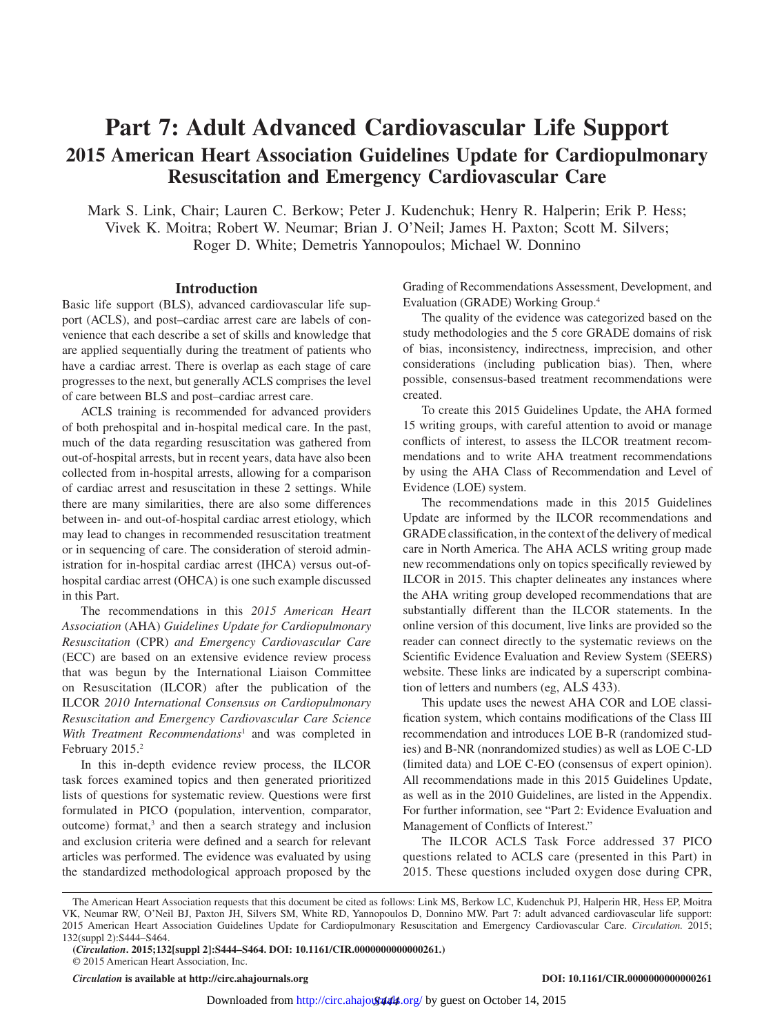# Part 7: Adult Advanced Cardiovascular Life Support

## 2015 American Heart Association Guidelines Update for Cardiopulmonary Resuscitation and Emergency Cardiovascular Care

Mark S. Link, Chair; Lauren C. Berkow; Peter J. Kudenchuk; Henry R. Halperin; Erik P. Hess; Vivek K. Moitra; Robert W. Neumar; Brian J. O'Neil; James H. Paxton; Scott M. Silvers; Roger D. White; Demetris Yannopoulos; Michael W. Donnino

## Introduction

Basic life support (BLS), advanced cardiovascular life support (ACLS), and post–cardiac arrest care are labels of convenience that each describe a set of skills and knowledge that are applied sequentially during the treatment of patients who have a cardiac arrest. There is overlap as each stage of care progresses to the next, but generally ACLS comprises the level of care between BLS and post–cardiac arrest care.

ACLS training is recommended for advanced providers of both prehospital and in-hospital medical care. In the past, much of the data regarding resuscitation was gathered from out-of-hospital arrests, but in recent years, data have also been collected from in-hospital arrests, allowing for a comparison of cardiac arrest and resuscitation in these 2 settings. While there are many similarities, there are also some differences between in- and out-of-hospital cardiac arrest etiology, which may lead to changes in recommended resuscitation treatment or in sequencing of care. The consideration of steroid administration for in-hospital cardiac arrest (IHCA) versus out-of-hospital cardiac arrest (OHCA) is one such example discussed in this Part.

The recommendations in this *2015 American Heart Association* (AHA) *Guidelines Update for Cardiopulmonary Resuscitation* (CPR) *and Emergency Cardiovascular Care* (ECC) are based on an extensive evidence review process that was begun by the International Liaison Committee on Resuscitation (ILCOR) after the publication of the ILCOR *2010 International Consensus on Cardiopulmonary Resuscitation and Emergency Cardiovascular Care Science With Treatment Recommendations*[1] and was completed in February 2015.[2]

In this in-depth evidence review process, the ILCOR task forces examined topics and then generated prioritized lists of questions for systematic review. Questions were first formulated in PICO (population, intervention, comparator, outcome) format,[3] and then a search strategy and inclusion and exclusion criteria were defined and a search for relevant articles was performed. The evidence was evaluated by using the standardized methodological approach proposed by the Grading of Recommendations Assessment, Development, and Evaluation (GRADE) Working Group.[4]

The quality of the evidence was categorized based on the study methodologies and the 5 core GRADE domains of risk of bias, inconsistency, indirectness, imprecision, and other considerations (including publication bias). Then, where possible, consensus-based treatment recommendations were created.

To create this 2015 Guidelines Update, the AHA formed 15 writing groups, with careful attention to avoid or manage conflicts of interest, to assess the ILCOR treatment recommendations and to write AHA treatment recommendations by using the AHA Class of Recommendation and Level of Evidence (LOE) system.

The recommendations made in this 2015 Guidelines Update are informed by the ILCOR recommendations and GRADE classification, in the context of the delivery of medical care in North America. The AHA ACLS writing group made new recommendations only on topics specifically reviewed by ILCOR in 2015. This chapter delineates any instances where the AHA writing group developed recommendations that are substantially different than the ILCOR statements. In the online version of this document, live links are provided so the reader can connect directly to the systematic reviews on the Scientific Evidence Evaluation and Review System (SEERS) website. These links are indicated by a superscript combination of letters and numbers (eg, ALS 433).

This update uses the newest AHA COR and LOE classification system, which contains modifications of the Class III recommendation and introduces LOE B-R (randomized studies) and B-NR (nonrandomized studies) as well as LOE C-LD (limited data) and LOE C-EO (consensus of expert opinion). All recommendations made in this 2015 Guidelines Update, as well as in the 2010 Guidelines, are listed in the Appendix. For further information, see "Part 2: Evidence Evaluation and Management of Conflicts of Interest."

The ILCOR ACLS Task Force addressed 37 PICO questions related to ACLS care (presented in this Part) in 2015. These questions included oxygen dose during CPR,

The American Heart Association requests that this document be cited as follows: Link MS, Berkow LC, Kudenchuk PJ, Halperin HR, Hess EP, Moitra VK, Neumar RW, O'Neil BJ, Paxton JH, Silvers SM, White RD, Yannopoulos D, Donnino MW. Part 7: adult advanced cardiovascular life support: 2015 American Heart Association Guidelines Update for Cardiopulmonary Resuscitation and Emergency Cardiovascular Care. *Circulation.* 2015;132(suppl 2):S444–S464.

(*Circulation*. 2015;132[suppl 2]:S444–S464. DOI: 10.1161/CIR.0000000000000261.)

© 2015 American Heart Association, Inc.

*Circulation* is available at http://circ.ahajournals.org DOI: 10.1161/CIR.0000000000000261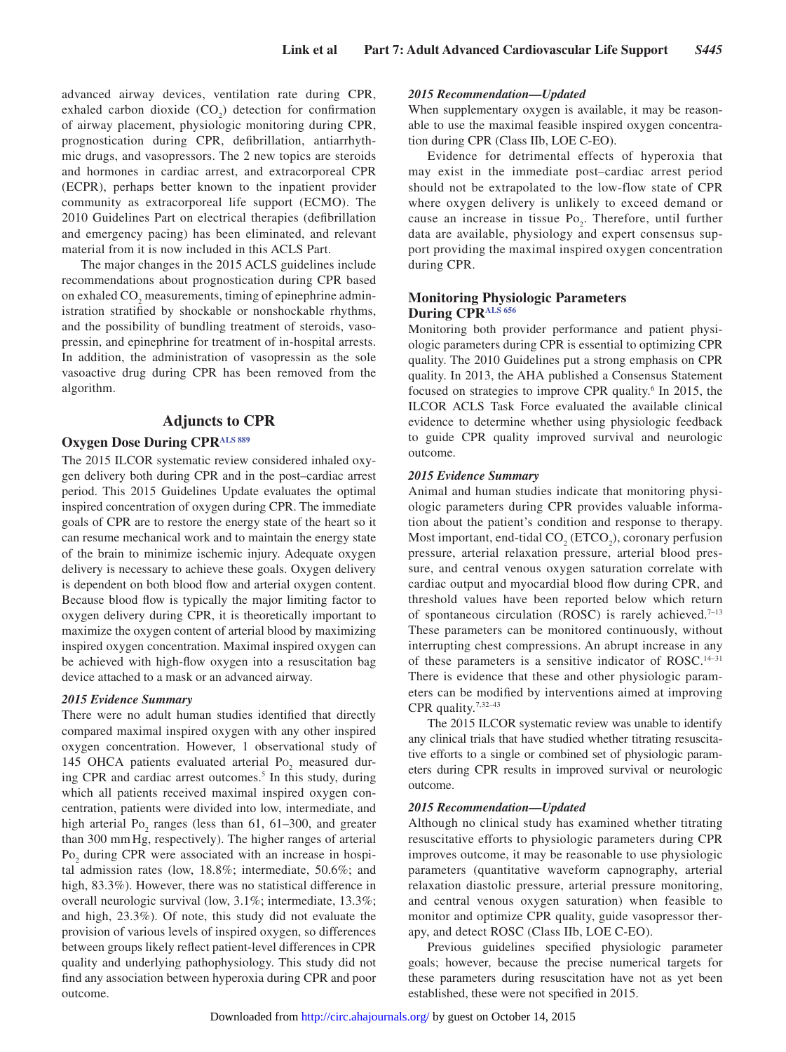advanced airway devices, ventilation rate during CPR, exhaled carbon dioxide ($CO_2$) detection for confirmation of airway placement, physiologic monitoring during CPR, prognostication during CPR, defibrillation, antiarrhythmic drugs, and vasopressors. The 2 new topics are steroids and hormones in cardiac arrest, and extracorporeal CPR (ECPR), perhaps better known to the inpatient provider community as extracorporeal life support (ECMO). The 2010 Guidelines Part on electrical therapies (defibrillation and emergency pacing) has been eliminated, and relevant material from it is now included in this ACLS Part.

The major changes in the 2015 ACLS guidelines include recommendations about prognostication during CPR based on exhaled $CO_2$ measurements, timing of epinephrine administration stratified by shockable or nonshockable rhythms, and the possibility of bundling treatment of steroids, vasopressin, and epinephrine for treatment of in-hospital arrests. In addition, the administration of vasopressin as the sole vasoactive drug during CPR has been removed from the algorithm.

## Adjuncts to CPR

### Oxygen Dose During CPR[ALS 889]

The 2015 ILCOR systematic review considered inhaled oxygen delivery both during CPR and in the post–cardiac arrest period. This 2015 Guidelines Update evaluates the optimal inspired concentration of oxygen during CPR. The immediate goals of CPR are to restore the energy state of the heart so it can resume mechanical work and to maintain the energy state of the brain to minimize ischemic injury. Adequate oxygen delivery is necessary to achieve these goals. Oxygen delivery is dependent on both blood flow and arterial oxygen content. Because blood flow is typically the major limiting factor to oxygen delivery during CPR, it is theoretically important to maximize the oxygen content of arterial blood by maximizing inspired oxygen concentration. Maximal inspired oxygen can be achieved with high-flow oxygen into a resuscitation bag device attached to a mask or an advanced airway.

#### *2015 Evidence Summary*

There were no adult human studies identified that directly compared maximal inspired oxygen with any other inspired oxygen concentration. However, 1 observational study of 145 OHCA patients evaluated arterial $Po_2$ measured during CPR and cardiac arrest outcomes.[5] In this study, during which all patients received maximal inspired oxygen concentration, patients were divided into low, intermediate, and high arterial $Po_2$ ranges (less than 61, 61–300, and greater than 300 mm Hg, respectively). The higher ranges of arterial $Po_2$ during CPR were associated with an increase in hospital admission rates (low, 18.8%; intermediate, 50.6%; and high, 83.3%). However, there was no statistical difference in overall neurologic survival (low, 3.1%; intermediate, 13.3%; and high, 23.3%). Of note, this study did not evaluate the provision of various levels of inspired oxygen, so differences between groups likely reflect patient-level differences in CPR quality and underlying pathophysiology. This study did not find any association between hyperoxia during CPR and poor outcome.

#### *2015 Recommendation—Updated*

When supplementary oxygen is available, it may be reasonable to use the maximal feasible inspired oxygen concentration during CPR (Class IIb, LOE C-EO).

Evidence for detrimental effects of hyperoxia that may exist in the immediate post–cardiac arrest period should not be extrapolated to the low-flow state of CPR where oxygen delivery is unlikely to exceed demand or cause an increase in tissue $Po_2$. Therefore, until further data are available, physiology and expert consensus support providing the maximal inspired oxygen concentration during CPR.

### Monitoring Physiologic Parameters During CPR[ALS 656]

Monitoring both provider performance and patient physiologic parameters during CPR is essential to optimizing CPR quality. The 2010 Guidelines put a strong emphasis on CPR quality. In 2013, the AHA published a Consensus Statement focused on strategies to improve CPR quality.[6] In 2015, the ILCOR ACLS Task Force evaluated the available clinical evidence to determine whether using physiologic feedback to guide CPR quality improved survival and neurologic outcome.

#### *2015 Evidence Summary*

Animal and human studies indicate that monitoring physiologic parameters during CPR provides valuable information about the patient's condition and response to therapy. Most important, end-tidal $CO_2$ ($ETCO_2$), coronary perfusion pressure, arterial relaxation pressure, arterial blood pressure, and central venous oxygen saturation correlate with cardiac output and myocardial blood flow during CPR, and threshold values have been reported below which return of spontaneous circulation (ROSC) is rarely achieved.[7–13] These parameters can be monitored continuously, without interrupting chest compressions. An abrupt increase in any of these parameters is a sensitive indicator of ROSC.[14–31] There is evidence that these and other physiologic parameters can be modified by interventions aimed at improving CPR quality.[7,32–43]

The 2015 ILCOR systematic review was unable to identify any clinical trials that have studied whether titrating resuscitative efforts to a single or combined set of physiologic parameters during CPR results in improved survival or neurologic outcome.

#### *2015 Recommendation—Updated*

Although no clinical study has examined whether titrating resuscitative efforts to physiologic parameters during CPR improves outcome, it may be reasonable to use physiologic parameters (quantitative waveform capnography, arterial relaxation diastolic pressure, arterial pressure monitoring, and central venous oxygen saturation) when feasible to monitor and optimize CPR quality, guide vasopressor therapy, and detect ROSC (Class IIb, LOE C-EO).

Previous guidelines specified physiologic parameter goals; however, because the precise numerical targets for these parameters during resuscitation have not as yet been established, these were not specified in 2015.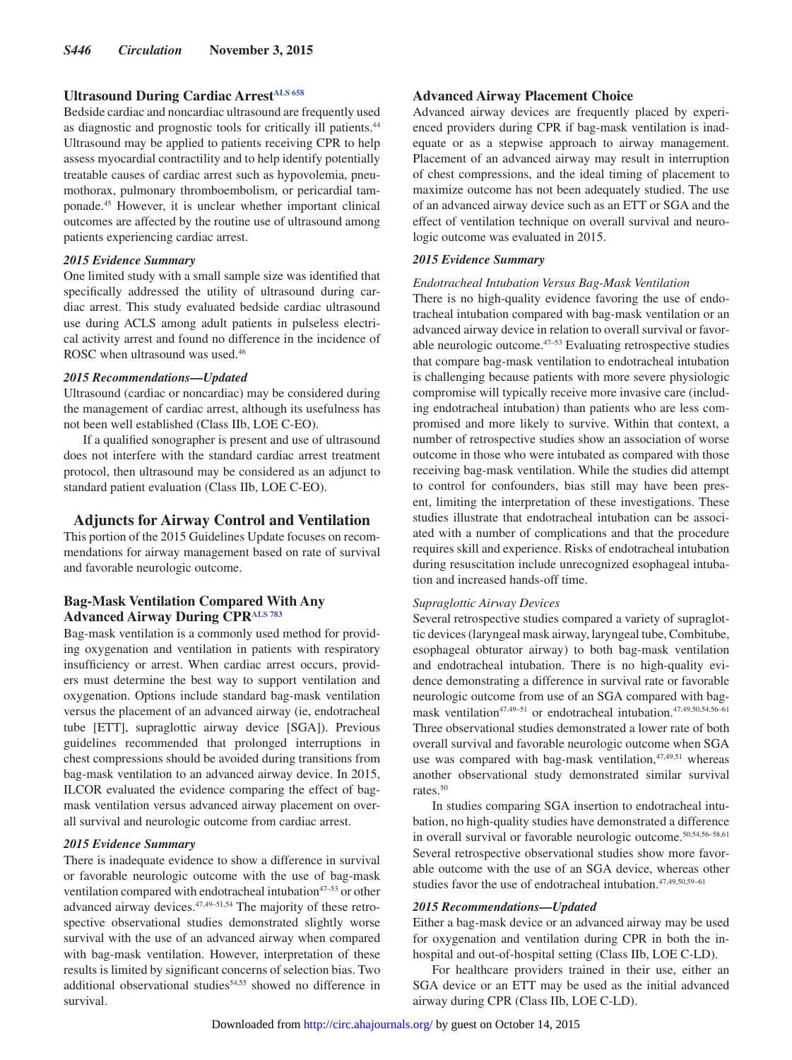### Ultrasound During Cardiac Arrest[ALS 658]

Bedside cardiac and noncardiac ultrasound are frequently used as diagnostic and prognostic tools for critically ill patients.[44] Ultrasound may be applied to patients receiving CPR to help assess myocardial contractility and to help identify potentially treatable causes of cardiac arrest such as hypovolemia, pneumothorax, pulmonary thromboembolism, or pericardial tamponade.[45] However, it is unclear whether important clinical outcomes are affected by the routine use of ultrasound among patients experiencing cardiac arrest.

#### *2015 Evidence Summary*

One limited study with a small sample size was identified that specifically addressed the utility of ultrasound during cardiac arrest. This study evaluated bedside cardiac ultrasound use during ACLS among adult patients in pulseless electrical activity arrest and found no difference in the incidence of ROSC when ultrasound was used.[46]

#### *2015 Recommendations—Updated*

Ultrasound (cardiac or noncardiac) may be considered during the management of cardiac arrest, although its usefulness has not been well established (Class IIb, LOE C-EO).

If a qualified sonographer is present and use of ultrasound does not interfere with the standard cardiac arrest treatment protocol, then ultrasound may be considered as an adjunct to standard patient evaluation (Class IIb, LOE C-EO).

## Adjuncts for Airway Control and Ventilation

This portion of the 2015 Guidelines Update focuses on recommendations for airway management based on rate of survival and favorable neurologic outcome.

### Bag-Mask Ventilation Compared With Any Advanced Airway During CPR[ALS 783]

Bag-mask ventilation is a commonly used method for providing oxygenation and ventilation in patients with respiratory insufficiency or arrest. When cardiac arrest occurs, providers must determine the best way to support ventilation and oxygenation. Options include standard bag-mask ventilation versus the placement of an advanced airway (ie, endotracheal tube [ETT], supraglottic airway device [SGA]). Previous guidelines recommended that prolonged interruptions in chest compressions should be avoided during transitions from bag-mask ventilation to an advanced airway device. In 2015, ILCOR evaluated the evidence comparing the effect of bag-mask ventilation versus advanced airway placement on overall survival and neurologic outcome from cardiac arrest.

#### *2015 Evidence Summary*

There is inadequate evidence to show a difference in survival or favorable neurologic outcome with the use of bag-mask ventilation compared with endotracheal intubation[47–53] or other advanced airway devices.[47,49–51,54] The majority of these retrospective observational studies demonstrated slightly worse survival with the use of an advanced airway when compared with bag-mask ventilation. However, interpretation of these results is limited by significant concerns of selection bias. Two additional observational studies[54,55] showed no difference in survival.

### Advanced Airway Placement Choice

Advanced airway devices are frequently placed by experienced providers during CPR if bag-mask ventilation is inadequate or as a stepwise approach to airway management. Placement of an advanced airway may result in interruption of chest compressions, and the ideal timing of placement to maximize outcome has not been adequately studied. The use of an advanced airway device such as an ETT or SGA and the effect of ventilation technique on overall survival and neurologic outcome was evaluated in 2015.

#### *2015 Evidence Summary*

*Endotracheal Intubation Versus Bag-Mask Ventilation*

There is no high-quality evidence favoring the use of endotracheal intubation compared with bag-mask ventilation or an advanced airway device in relation to overall survival or favorable neurologic outcome.[47–53] Evaluating retrospective studies that compare bag-mask ventilation to endotracheal intubation is challenging because patients with more severe physiologic compromise will typically receive more invasive care (including endotracheal intubation) than patients who are less compromised and more likely to survive. Within that context, a number of retrospective studies show an association of worse outcome in those who were intubated as compared with those receiving bag-mask ventilation. While the studies did attempt to control for confounders, bias still may have been present, limiting the interpretation of these investigations. These studies illustrate that endotracheal intubation can be associated with a number of complications and that the procedure requires skill and experience. Risks of endotracheal intubation during resuscitation include unrecognized esophageal intubation and increased hands-off time.

*Supraglottic Airway Devices*

Several retrospective studies compared a variety of supraglottic devices (laryngeal mask airway, laryngeal tube, Combitube, esophageal obturator airway) to both bag-mask ventilation and endotracheal intubation. There is no high-quality evidence demonstrating a difference in survival rate or favorable neurologic outcome from use of an SGA compared with bag-mask ventilation[47,49–51] or endotracheal intubation.[47,49,50,54,56–61] Three observational studies demonstrated a lower rate of both overall survival and favorable neurologic outcome when SGA use was compared with bag-mask ventilation,[47,49,51] whereas another observational study demonstrated similar survival rates.[50]

In studies comparing SGA insertion to endotracheal intubation, no high-quality studies have demonstrated a difference in overall survival or favorable neurologic outcome.[50,54,56–58,61] Several retrospective observational studies show more favorable outcome with the use of an SGA device, whereas other studies favor the use of endotracheal intubation.[47,49,50,59–61]

#### *2015 Recommendations—Updated*

Either a bag-mask device or an advanced airway may be used for oxygenation and ventilation during CPR in both the in-hospital and out-of-hospital setting (Class IIb, LOE C-LD).

For healthcare providers trained in their use, either an SGA device or an ETT may be used as the initial advanced airway during CPR (Class IIb, LOE C-LD).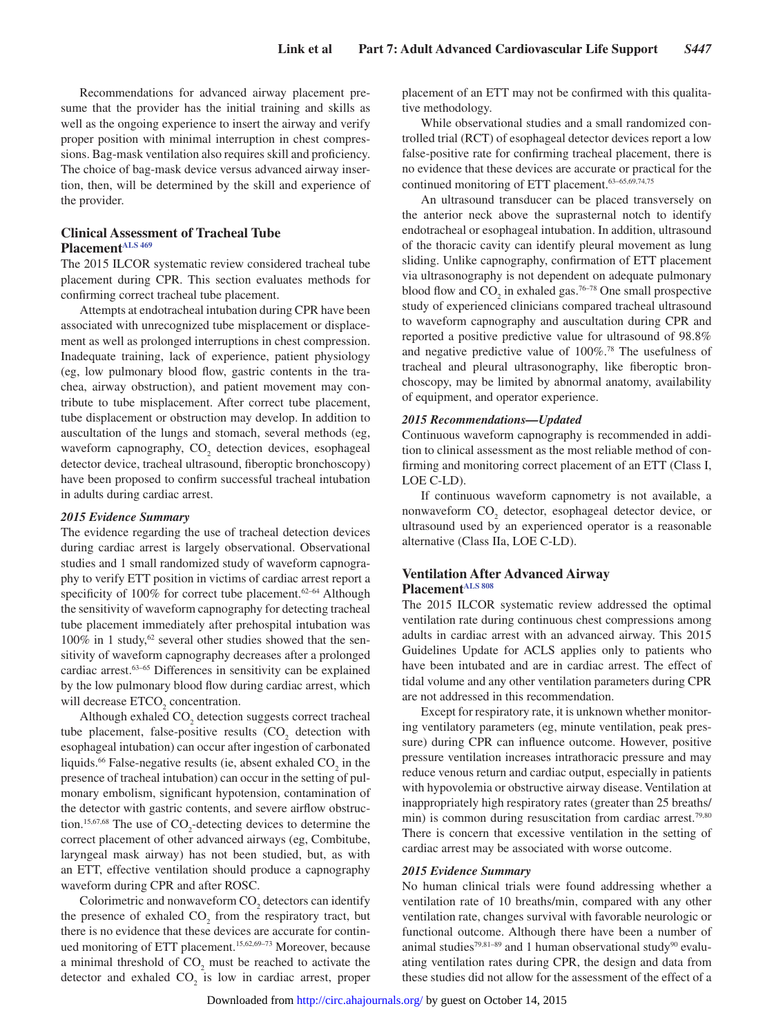Recommendations for advanced airway placement presume that the provider has the initial training and skills as well as the ongoing experience to insert the airway and verify proper position with minimal interruption in chest compressions. Bag-mask ventilation also requires skill and proficiency. The choice of bag-mask device versus advanced airway insertion, then, will be determined by the skill and experience of the provider.

## Clinical Assessment of Tracheal Tube Placement[ALS 469]

The 2015 ILCOR systematic review considered tracheal tube placement during CPR. This section evaluates methods for confirming correct tracheal tube placement.

Attempts at endotracheal intubation during CPR have been associated with unrecognized tube misplacement or displacement as well as prolonged interruptions in chest compression. Inadequate training, lack of experience, patient physiology (eg, low pulmonary blood flow, gastric contents in the trachea, airway obstruction), and patient movement may contribute to tube misplacement. After correct tube placement, tube displacement or obstruction may develop. In addition to auscultation of the lungs and stomach, several methods (eg, waveform capnography, $CO_2$ detection devices, esophageal detector device, tracheal ultrasound, fiberoptic bronchoscopy) have been proposed to confirm successful tracheal intubation in adults during cardiac arrest.

### *2015 Evidence Summary*

The evidence regarding the use of tracheal detection devices during cardiac arrest is largely observational. Observational studies and 1 small randomized study of waveform capnography to verify ETT position in victims of cardiac arrest report a specificity of 100% for correct tube placement.[62–64] Although the sensitivity of waveform capnography for detecting tracheal tube placement immediately after prehospital intubation was 100% in 1 study,[62] several other studies showed that the sensitivity of waveform capnography decreases after a prolonged cardiac arrest.[63–65] Differences in sensitivity can be explained by the low pulmonary blood flow during cardiac arrest, which will decrease $ETCO_2$ concentration.

Although exhaled $CO_2$ detection suggests correct tracheal tube placement, false-positive results ($CO_2$ detection with esophageal intubation) can occur after ingestion of carbonated liquids.[66] False-negative results (ie, absent exhaled $CO_2$ in the presence of tracheal intubation) can occur in the setting of pulmonary embolism, significant hypotension, contamination of the detector with gastric contents, and severe airflow obstruction.[15,67,68] The use of $CO_2$-detecting devices to determine the correct placement of other advanced airways (eg, Combitube, laryngeal mask airway) has not been studied, but, as with an ETT, effective ventilation should produce a capnography waveform during CPR and after ROSC.

Colorimetric and nonwaveform $CO_2$ detectors can identify the presence of exhaled $CO_2$ from the respiratory tract, but there is no evidence that these devices are accurate for continued monitoring of ETT placement.[15,62,69–73] Moreover, because a minimal threshold of $CO_2$ must be reached to activate the detector and exhaled $CO_2$ is low in cardiac arrest, proper placement of an ETT may not be confirmed with this qualitative methodology.

While observational studies and a small randomized controlled trial (RCT) of esophageal detector devices report a low false-positive rate for confirming tracheal placement, there is no evidence that these devices are accurate or practical for the continued monitoring of ETT placement.[63–65,69,74,75]

An ultrasound transducer can be placed transversely on the anterior neck above the suprasternal notch to identify endotracheal or esophageal intubation. In addition, ultrasound of the thoracic cavity can identify pleural movement as lung sliding. Unlike capnography, confirmation of ETT placement via ultrasonography is not dependent on adequate pulmonary blood flow and $CO_2$ in exhaled gas.[76–78] One small prospective study of experienced clinicians compared tracheal ultrasound to waveform capnography and auscultation during CPR and reported a positive predictive value for ultrasound of 98.8% and negative predictive value of 100%.[78] The usefulness of tracheal and pleural ultrasonography, like fiberoptic bronchoscopy, may be limited by abnormal anatomy, availability of equipment, and operator experience.

### *2015 Recommendations—Updated*

Continuous waveform capnography is recommended in addition to clinical assessment as the most reliable method of confirming and monitoring correct placement of an ETT (Class I, LOE C-LD).

If continuous waveform capnometry is not available, a nonwaveform $CO_2$ detector, esophageal detector device, or ultrasound used by an experienced operator is a reasonable alternative (Class IIa, LOE C-LD).

## Ventilation After Advanced Airway Placement[ALS 808]

The 2015 ILCOR systematic review addressed the optimal ventilation rate during continuous chest compressions among adults in cardiac arrest with an advanced airway. This 2015 Guidelines Update for ACLS applies only to patients who have been intubated and are in cardiac arrest. The effect of tidal volume and any other ventilation parameters during CPR are not addressed in this recommendation.

Except for respiratory rate, it is unknown whether monitoring ventilatory parameters (eg, minute ventilation, peak pressure) during CPR can influence outcome. However, positive pressure ventilation increases intrathoracic pressure and may reduce venous return and cardiac output, especially in patients with hypovolemia or obstructive airway disease. Ventilation at inappropriately high respiratory rates (greater than 25 breaths/min) is common during resuscitation from cardiac arrest.[79,80] There is concern that excessive ventilation in the setting of cardiac arrest may be associated with worse outcome.

### *2015 Evidence Summary*

No human clinical trials were found addressing whether a ventilation rate of 10 breaths/min, compared with any other ventilation rate, changes survival with favorable neurologic or functional outcome. Although there have been a number of animal studies[79,81–89] and 1 human observational study[90] evaluating ventilation rates during CPR, the design and data from these studies did not allow for the assessment of the effect of a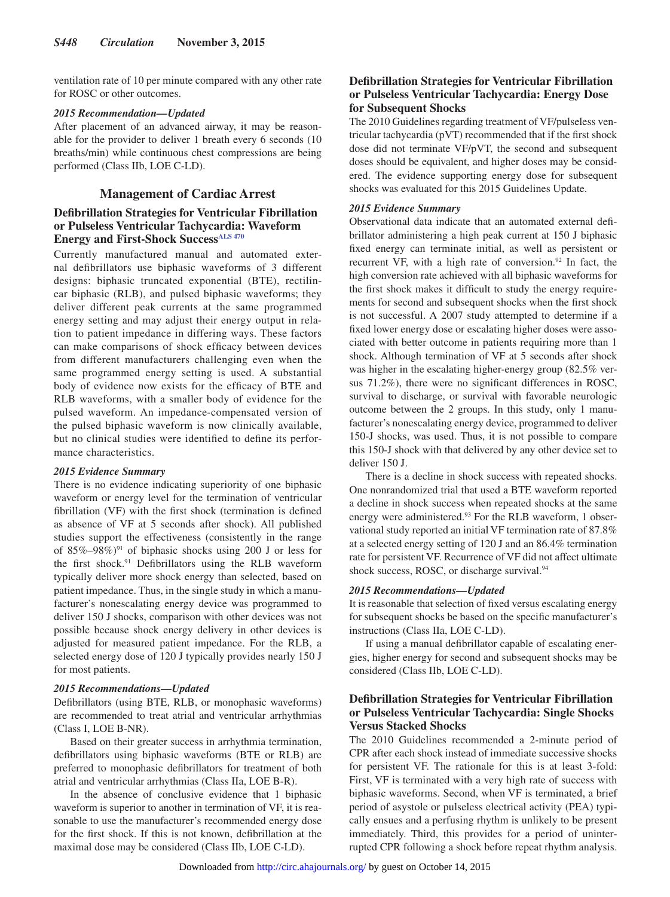ventilation rate of 10 per minute compared with any other rate for ROSC or other outcomes.

*2015 Recommendation—Updated*

After placement of an advanced airway, it may be reasonable for the provider to deliver 1 breath every 6 seconds (10 breaths/min) while continuous chest compressions are being performed (Class IIb, LOE C-LD).

## Management of Cardiac Arrest

### Defibrillation Strategies for Ventricular Fibrillation or Pulseless Ventricular Tachycardia: Waveform Energy and First-Shock Success[ALS 470]

Currently manufactured manual and automated external defibrillators use biphasic waveforms of 3 different designs: biphasic truncated exponential (BTE), rectilinear biphasic (RLB), and pulsed biphasic waveforms; they deliver different peak currents at the same programmed energy setting and may adjust their energy output in relation to patient impedance in differing ways. These factors can make comparisons of shock efficacy between devices from different manufacturers challenging even when the same programmed energy setting is used. A substantial body of evidence now exists for the efficacy of BTE and RLB waveforms, with a smaller body of evidence for the pulsed waveform. An impedance-compensated version of the pulsed biphasic waveform is now clinically available, but no clinical studies were identified to define its performance characteristics.

*2015 Evidence Summary*

There is no evidence indicating superiority of one biphasic waveform or energy level for the termination of ventricular fibrillation (VF) with the first shock (termination is defined as absence of VF at 5 seconds after shock). All published studies support the effectiveness (consistently in the range of 85%–98%)[91] of biphasic shocks using 200 J or less for the first shock.[91] Defibrillators using the RLB waveform typically deliver more shock energy than selected, based on patient impedance. Thus, in the single study in which a manufacturer's nonescalating energy device was programmed to deliver 150 J shocks, comparison with other devices was not possible because shock energy delivery in other devices is adjusted for measured patient impedance. For the RLB, a selected energy dose of 120 J typically provides nearly 150 J for most patients.

*2015 Recommendations—Updated*

Defibrillators (using BTE, RLB, or monophasic waveforms) are recommended to treat atrial and ventricular arrhythmias (Class I, LOE B-NR).

Based on their greater success in arrhythmia termination, defibrillators using biphasic waveforms (BTE or RLB) are preferred to monophasic defibrillators for treatment of both atrial and ventricular arrhythmias (Class IIa, LOE B-R).

In the absence of conclusive evidence that 1 biphasic waveform is superior to another in termination of VF, it is reasonable to use the manufacturer's recommended energy dose for the first shock. If this is not known, defibrillation at the maximal dose may be considered (Class IIb, LOE C-LD).

### Defibrillation Strategies for Ventricular Fibrillation or Pulseless Ventricular Tachycardia: Energy Dose for Subsequent Shocks

The 2010 Guidelines regarding treatment of VF/pulseless ventricular tachycardia (pVT) recommended that if the first shock dose did not terminate VF/pVT, the second and subsequent doses should be equivalent, and higher doses may be considered. The evidence supporting energy dose for subsequent shocks was evaluated for this 2015 Guidelines Update.

*2015 Evidence Summary*

Observational data indicate that an automated external defibrillator administering a high peak current at 150 J biphasic fixed energy can terminate initial, as well as persistent or recurrent VF, with a high rate of conversion.[92] In fact, the high conversion rate achieved with all biphasic waveforms for the first shock makes it difficult to study the energy requirements for second and subsequent shocks when the first shock is not successful. A 2007 study attempted to determine if a fixed lower energy dose or escalating higher doses were associated with better outcome in patients requiring more than 1 shock. Although termination of VF at 5 seconds after shock was higher in the escalating higher-energy group (82.5% versus 71.2%), there were no significant differences in ROSC, survival to discharge, or survival with favorable neurologic outcome between the 2 groups. In this study, only 1 manufacturer's nonescalating energy device, programmed to deliver 150-J shocks, was used. Thus, it is not possible to compare this 150-J shock with that delivered by any other device set to deliver 150 J.

There is a decline in shock success with repeated shocks. One nonrandomized trial that used a BTE waveform reported a decline in shock success when repeated shocks at the same energy were administered.[93] For the RLB waveform, 1 observational study reported an initial VF termination rate of 87.8% at a selected energy setting of 120 J and an 86.4% termination rate for persistent VF. Recurrence of VF did not affect ultimate shock success, ROSC, or discharge survival.[94]

*2015 Recommendations—Updated*

It is reasonable that selection of fixed versus escalating energy for subsequent shocks be based on the specific manufacturer's instructions (Class IIa, LOE C-LD).

If using a manual defibrillator capable of escalating energies, higher energy for second and subsequent shocks may be considered (Class IIb, LOE C-LD).

### Defibrillation Strategies for Ventricular Fibrillation or Pulseless Ventricular Tachycardia: Single Shocks Versus Stacked Shocks

The 2010 Guidelines recommended a 2-minute period of CPR after each shock instead of immediate successive shocks for persistent VF. The rationale for this is at least 3-fold: First, VF is terminated with a very high rate of success with biphasic waveforms. Second, when VF is terminated, a brief period of asystole or pulseless electrical activity (PEA) typically ensues and a perfusing rhythm is unlikely to be present immediately. Third, this provides for a period of uninterrupted CPR following a shock before repeat rhythm analysis.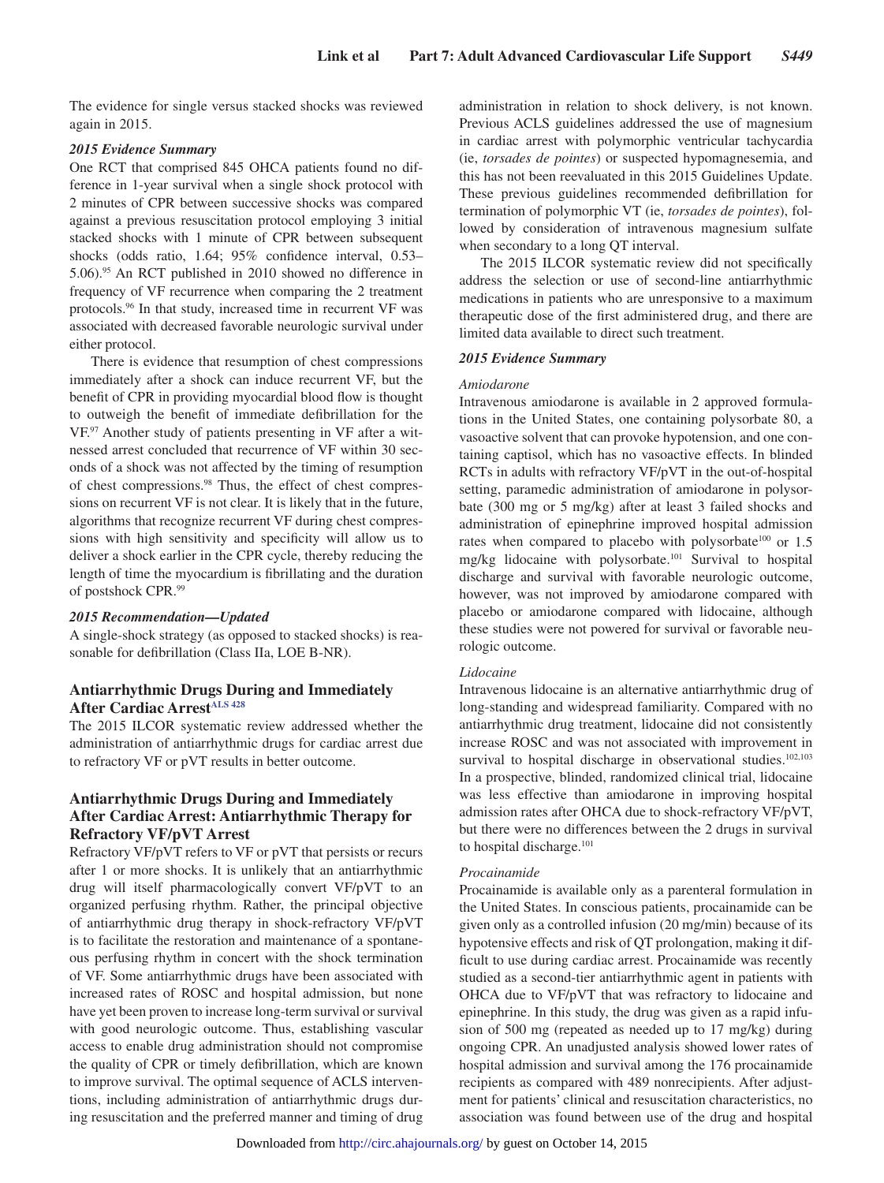The evidence for single versus stacked shocks was reviewed again in 2015.

### 2015 Evidence Summary

One RCT that comprised 845 OHCA patients found no difference in 1-year survival when a single shock protocol with 2 minutes of CPR between successive shocks was compared against a previous resuscitation protocol employing 3 initial stacked shocks with 1 minute of CPR between subsequent shocks (odds ratio, 1.64; 95% confidence interval, 0.53–5.06).[95] An RCT published in 2010 showed no difference in frequency of VF recurrence when comparing the 2 treatment protocols.[96] In that study, increased time in recurrent VF was associated with decreased favorable neurologic survival under either protocol.

There is evidence that resumption of chest compressions immediately after a shock can induce recurrent VF, but the benefit of CPR in providing myocardial blood flow is thought to outweigh the benefit of immediate defibrillation for the VF.[97] Another study of patients presenting in VF after a witnessed arrest concluded that recurrence of VF within 30 seconds of a shock was not affected by the timing of resumption of chest compressions.[98] Thus, the effect of chest compressions on recurrent VF is not clear. It is likely that in the future, algorithms that recognize recurrent VF during chest compressions with high sensitivity and specificity will allow us to deliver a shock earlier in the CPR cycle, thereby reducing the length of time the myocardium is fibrillating and the duration of postshock CPR.[99]

### 2015 Recommendation—Updated

A single-shock strategy (as opposed to stacked shocks) is reasonable for defibrillation (Class IIa, LOE B-NR).

## Antiarrhythmic Drugs During and Immediately After Cardiac Arrest[ALS 428]

The 2015 ILCOR systematic review addressed whether the administration of antiarrhythmic drugs for cardiac arrest due to refractory VF or pVT results in better outcome.

## Antiarrhythmic Drugs During and Immediately After Cardiac Arrest: Antiarrhythmic Therapy for Refractory VF/pVT Arrest

Refractory VF/pVT refers to VF or pVT that persists or recurs after 1 or more shocks. It is unlikely that an antiarrhythmic drug will itself pharmacologically convert VF/pVT to an organized perfusing rhythm. Rather, the principal objective of antiarrhythmic drug therapy in shock-refractory VF/pVT is to facilitate the restoration and maintenance of a spontaneous perfusing rhythm in concert with the shock termination of VF. Some antiarrhythmic drugs have been associated with increased rates of ROSC and hospital admission, but none have yet been proven to increase long-term survival or survival with good neurologic outcome. Thus, establishing vascular access to enable drug administration should not compromise the quality of CPR or timely defibrillation, which are known to improve survival. The optimal sequence of ACLS interventions, including administration of antiarrhythmic drugs during resuscitation and the preferred manner and timing of drug administration in relation to shock delivery, is not known. Previous ACLS guidelines addressed the use of magnesium in cardiac arrest with polymorphic ventricular tachycardia (ie, *torsades de pointes*) or suspected hypomagnesemia, and this has not been reevaluated in this 2015 Guidelines Update. These previous guidelines recommended defibrillation for termination of polymorphic VT (ie, *torsades de pointes*), followed by consideration of intravenous magnesium sulfate when secondary to a long QT interval.

The 2015 ILCOR systematic review did not specifically address the selection or use of second-line antiarrhythmic medications in patients who are unresponsive to a maximum therapeutic dose of the first administered drug, and there are limited data available to direct such treatment.

### 2015 Evidence Summary

#### *Amiodarone*

Intravenous amiodarone is available in 2 approved formulations in the United States, one containing polysorbate 80, a vasoactive solvent that can provoke hypotension, and one containing captisol, which has no vasoactive effects. In blinded RCTs in adults with refractory VF/pVT in the out-of-hospital setting, paramedic administration of amiodarone in polysorbate (300 mg or 5 mg/kg) after at least 3 failed shocks and administration of epinephrine improved hospital admission rates when compared to placebo with polysorbate[100] or 1.5 mg/kg lidocaine with polysorbate.[101] Survival to hospital discharge and survival with favorable neurologic outcome, however, was not improved by amiodarone compared with placebo or amiodarone compared with lidocaine, although these studies were not powered for survival or favorable neurologic outcome.

#### *Lidocaine*

Intravenous lidocaine is an alternative antiarrhythmic drug of long-standing and widespread familiarity. Compared with no antiarrhythmic drug treatment, lidocaine did not consistently increase ROSC and was not associated with improvement in survival to hospital discharge in observational studies.[102,103] In a prospective, blinded, randomized clinical trial, lidocaine was less effective than amiodarone in improving hospital admission rates after OHCA due to shock-refractory VF/pVT, but there were no differences between the 2 drugs in survival to hospital discharge.[101]

#### *Procainamide*

Procainamide is available only as a parenteral formulation in the United States. In conscious patients, procainamide can be given only as a controlled infusion (20 mg/min) because of its hypotensive effects and risk of QT prolongation, making it difficult to use during cardiac arrest. Procainamide was recently studied as a second-tier antiarrhythmic agent in patients with OHCA due to VF/pVT that was refractory to lidocaine and epinephrine. In this study, the drug was given as a rapid infusion of 500 mg (repeated as needed up to 17 mg/kg) during ongoing CPR. An unadjusted analysis showed lower rates of hospital admission and survival among the 176 procainamide recipients as compared with 489 nonrecipients. After adjustment for patients' clinical and resuscitation characteristics, no association was found between use of the drug and hospital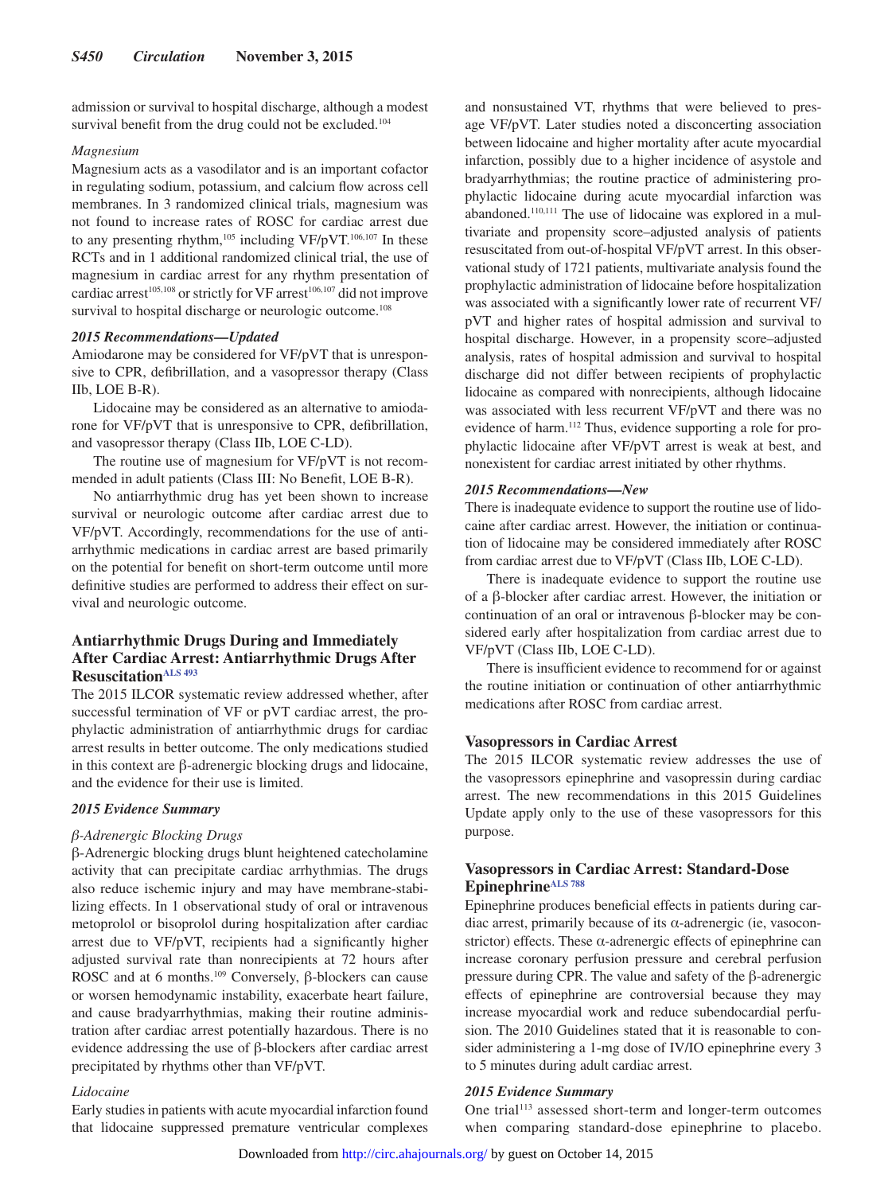admission or survival to hospital discharge, although a modest survival benefit from the drug could not be excluded.[104]

*Magnesium*

Magnesium acts as a vasodilator and is an important cofactor in regulating sodium, potassium, and calcium flow across cell membranes. In 3 randomized clinical trials, magnesium was not found to increase rates of ROSC for cardiac arrest due to any presenting rhythm,[105] including VF/pVT.[106,107] In these RCTs and in 1 additional randomized clinical trial, the use of magnesium in cardiac arrest for any rhythm presentation of cardiac arrest[105,108] or strictly for VF arrest[106,107] did not improve survival to hospital discharge or neurologic outcome.[108]

#### 2015 Recommendations—Updated

Amiodarone may be considered for VF/pVT that is unresponsive to CPR, defibrillation, and a vasopressor therapy (Class IIb, LOE B-R).

Lidocaine may be considered as an alternative to amiodarone for VF/pVT that is unresponsive to CPR, defibrillation, and vasopressor therapy (Class IIb, LOE C-LD).

The routine use of magnesium for VF/pVT is not recommended in adult patients (Class III: No Benefit, LOE B-R).

No antiarrhythmic drug has yet been shown to increase survival or neurologic outcome after cardiac arrest due to VF/pVT. Accordingly, recommendations for the use of antiarrhythmic medications in cardiac arrest are based primarily on the potential for benefit on short-term outcome until more definitive studies are performed to address their effect on survival and neurologic outcome.

## Antiarrhythmic Drugs During and Immediately After Cardiac Arrest: Antiarrhythmic Drugs After Resuscitation[ALS 493]

The 2015 ILCOR systematic review addressed whether, after successful termination of VF or pVT cardiac arrest, the prophylactic administration of antiarrhythmic drugs for cardiac arrest results in better outcome. The only medications studied in this context are β-adrenergic blocking drugs and lidocaine, and the evidence for their use is limited.

#### 2015 Evidence Summary

*β-Adrenergic Blocking Drugs*

β-Adrenergic blocking drugs blunt heightened catecholamine activity that can precipitate cardiac arrhythmias. The drugs also reduce ischemic injury and may have membrane-stabilizing effects. In 1 observational study of oral or intravenous metoprolol or bisoprolol during hospitalization after cardiac arrest due to VF/pVT, recipients had a significantly higher adjusted survival rate than nonrecipients at 72 hours after ROSC and at 6 months.[109] Conversely, β-blockers can cause or worsen hemodynamic instability, exacerbate heart failure, and cause bradyarrhythmias, making their routine administration after cardiac arrest potentially hazardous. There is no evidence addressing the use of β-blockers after cardiac arrest precipitated by rhythms other than VF/pVT.

*Lidocaine*

Early studies in patients with acute myocardial infarction found that lidocaine suppressed premature ventricular complexes and nonsustained VT, rhythms that were believed to presage VF/pVT. Later studies noted a disconcerting association between lidocaine and higher mortality after acute myocardial infarction, possibly due to a higher incidence of asystole and bradyarrhythmias; the routine practice of administering prophylactic lidocaine during acute myocardial infarction was abandoned.[110,111] The use of lidocaine was explored in a multivariate and propensity score–adjusted analysis of patients resuscitated from out-of-hospital VF/pVT arrest. In this observational study of 1721 patients, multivariate analysis found the prophylactic administration of lidocaine before hospitalization was associated with a significantly lower rate of recurrent VF/pVT and higher rates of hospital admission and survival to hospital discharge. However, in a propensity score–adjusted analysis, rates of hospital admission and survival to hospital discharge did not differ between recipients of prophylactic lidocaine as compared with nonrecipients, although lidocaine was associated with less recurrent VF/pVT and there was no evidence of harm.[112] Thus, evidence supporting a role for prophylactic lidocaine after VF/pVT arrest is weak at best, and nonexistent for cardiac arrest initiated by other rhythms.

#### 2015 Recommendations—New

There is inadequate evidence to support the routine use of lidocaine after cardiac arrest. However, the initiation or continuation of lidocaine may be considered immediately after ROSC from cardiac arrest due to VF/pVT (Class IIb, LOE C-LD).

There is inadequate evidence to support the routine use of a β-blocker after cardiac arrest. However, the initiation or continuation of an oral or intravenous β-blocker may be considered early after hospitalization from cardiac arrest due to VF/pVT (Class IIb, LOE C-LD).

There is insufficient evidence to recommend for or against the routine initiation or continuation of other antiarrhythmic medications after ROSC from cardiac arrest.

## Vasopressors in Cardiac Arrest

The 2015 ILCOR systematic review addresses the use of the vasopressors epinephrine and vasopressin during cardiac arrest. The new recommendations in this 2015 Guidelines Update apply only to the use of these vasopressors for this purpose.

## Vasopressors in Cardiac Arrest: Standard-Dose Epinephrine[ALS 788]

Epinephrine produces beneficial effects in patients during cardiac arrest, primarily because of its α-adrenergic (ie, vasoconstrictor) effects. These α-adrenergic effects of epinephrine can increase coronary perfusion pressure and cerebral perfusion pressure during CPR. The value and safety of the β-adrenergic effects of epinephrine are controversial because they may increase myocardial work and reduce subendocardial perfusion. The 2010 Guidelines stated that it is reasonable to consider administering a 1-mg dose of IV/IO epinephrine every 3 to 5 minutes during adult cardiac arrest.

#### 2015 Evidence Summary

One trial[113] assessed short-term and longer-term outcomes when comparing standard-dose epinephrine to placebo.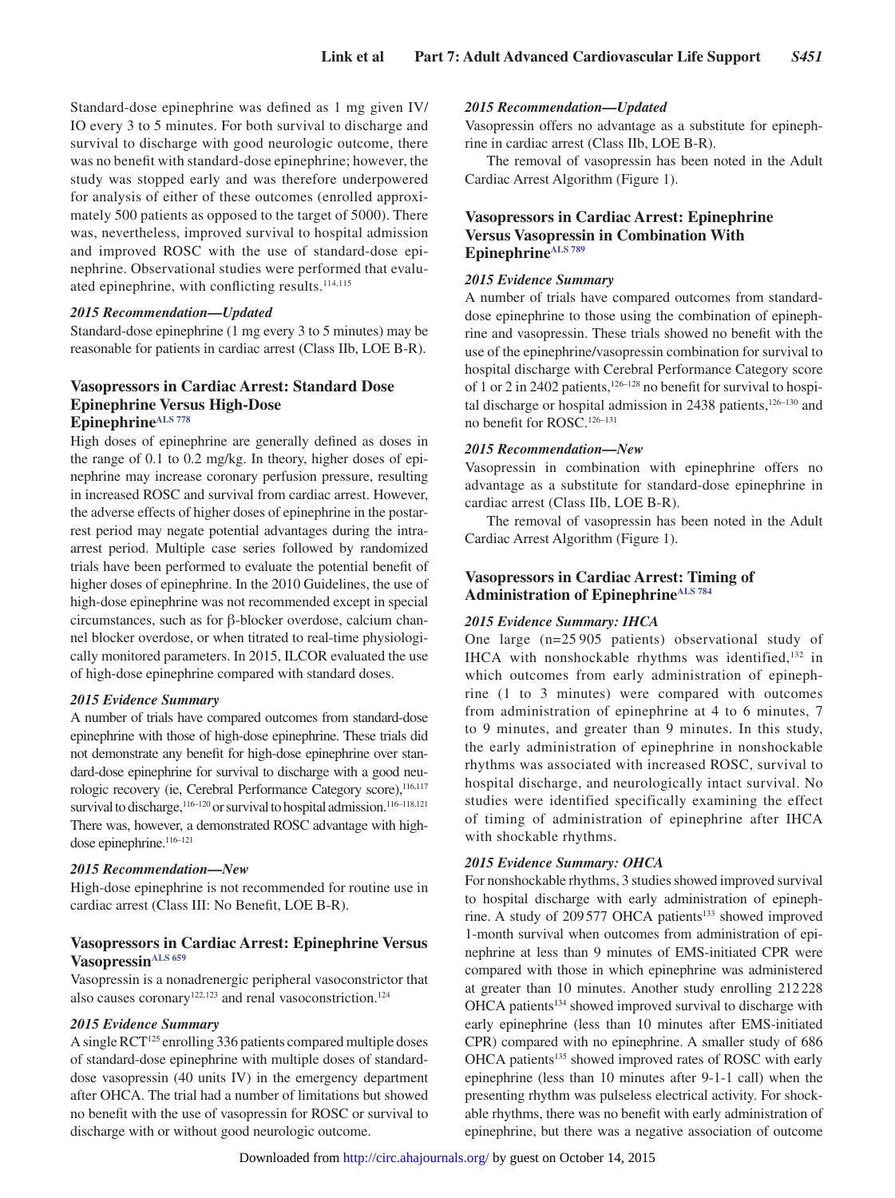Standard-dose epinephrine was defined as 1 mg given IV/IO every 3 to 5 minutes. For both survival to discharge and survival to discharge with good neurologic outcome, there was no benefit with standard-dose epinephrine; however, the study was stopped early and was therefore underpowered for analysis of either of these outcomes (enrolled approximately 500 patients as opposed to the target of 5000). There was, nevertheless, improved survival to hospital admission and improved ROSC with the use of standard-dose epinephrine. Observational studies were performed that evaluated epinephrine, with conflicting results.[114,115]

#### *2015 Recommendation—Updated*

Standard-dose epinephrine (1 mg every 3 to 5 minutes) may be reasonable for patients in cardiac arrest (Class IIb, LOE B-R).

### Vasopressors in Cardiac Arrest: Standard Dose Epinephrine Versus High-Dose Epinephrine[ALS 778]

High doses of epinephrine are generally defined as doses in the range of 0.1 to 0.2 mg/kg. In theory, higher doses of epinephrine may increase coronary perfusion pressure, resulting in increased ROSC and survival from cardiac arrest. However, the adverse effects of higher doses of epinephrine in the postarrest period may negate potential advantages during the intra-arrest period. Multiple case series followed by randomized trials have been performed to evaluate the potential benefit of higher doses of epinephrine. In the 2010 Guidelines, the use of high-dose epinephrine was not recommended except in special circumstances, such as for β-blocker overdose, calcium channel blocker overdose, or when titrated to real-time physiologically monitored parameters. In 2015, ILCOR evaluated the use of high-dose epinephrine compared with standard doses.

#### *2015 Evidence Summary*

A number of trials have compared outcomes from standard-dose epinephrine with those of high-dose epinephrine. These trials did not demonstrate any benefit for high-dose epinephrine over standard-dose epinephrine for survival to discharge with a good neurologic recovery (ie, Cerebral Performance Category score),[116,117] survival to discharge,[116–120] or survival to hospital admission.[116–118,121] There was, however, a demonstrated ROSC advantage with high-dose epinephrine.[116–121]

#### *2015 Recommendation—New*

High-dose epinephrine is not recommended for routine use in cardiac arrest (Class III: No Benefit, LOE B-R).

### Vasopressors in Cardiac Arrest: Epinephrine Versus Vasopressin[ALS 659]

Vasopressin is a nonadrenergic peripheral vasoconstrictor that also causes coronary[122,123] and renal vasoconstriction.[124]

#### *2015 Evidence Summary*

A single RCT[125] enrolling 336 patients compared multiple doses of standard-dose epinephrine with multiple doses of standard-dose vasopressin (40 units IV) in the emergency department after OHCA. The trial had a number of limitations but showed no benefit with the use of vasopressin for ROSC or survival to discharge with or without good neurologic outcome.

#### *2015 Recommendation—Updated*

Vasopressin offers no advantage as a substitute for epinephrine in cardiac arrest (Class IIb, LOE B-R).

The removal of vasopressin has been noted in the Adult Cardiac Arrest Algorithm (Figure 1).

### Vasopressors in Cardiac Arrest: Epinephrine Versus Vasopressin in Combination With Epinephrine[ALS 789]

#### *2015 Evidence Summary*

A number of trials have compared outcomes from standard-dose epinephrine to those using the combination of epinephrine and vasopressin. These trials showed no benefit with the use of the epinephrine/vasopressin combination for survival to hospital discharge with Cerebral Performance Category score of 1 or 2 in 2402 patients,[126–128] no benefit for survival to hospital discharge or hospital admission in 2438 patients,[126–130] and no benefit for ROSC.[126–131]

#### *2015 Recommendation—New*

Vasopressin in combination with epinephrine offers no advantage as a substitute for standard-dose epinephrine in cardiac arrest (Class IIb, LOE B-R).

The removal of vasopressin has been noted in the Adult Cardiac Arrest Algorithm (Figure 1).

### Vasopressors in Cardiac Arrest: Timing of Administration of Epinephrine[ALS 784]

#### *2015 Evidence Summary: IHCA*

One large (n=25 905 patients) observational study of IHCA with nonshockable rhythms was identified,[132] in which outcomes from early administration of epinephrine (1 to 3 minutes) were compared with outcomes from administration of epinephrine at 4 to 6 minutes, 7 to 9 minutes, and greater than 9 minutes. In this study, the early administration of epinephrine in nonshockable rhythms was associated with increased ROSC, survival to hospital discharge, and neurologically intact survival. No studies were identified specifically examining the effect of timing of administration of epinephrine after IHCA with shockable rhythms.

#### *2015 Evidence Summary: OHCA*

For nonshockable rhythms, 3 studies showed improved survival to hospital discharge with early administration of epinephrine. A study of 209 577 OHCA patients[133] showed improved 1-month survival when outcomes from administration of epinephrine at less than 9 minutes of EMS-initiated CPR were compared with those in which epinephrine was administered at greater than 10 minutes. Another study enrolling 212 228 OHCA patients[134] showed improved survival to discharge with early epinephrine (less than 10 minutes after EMS-initiated CPR) compared with no epinephrine. A smaller study of 686 OHCA patients[135] showed improved rates of ROSC with early epinephrine (less than 10 minutes after 9-1-1 call) when the presenting rhythm was pulseless electrical activity. For shockable rhythms, there was no benefit with early administration of epinephrine, but there was a negative association of outcome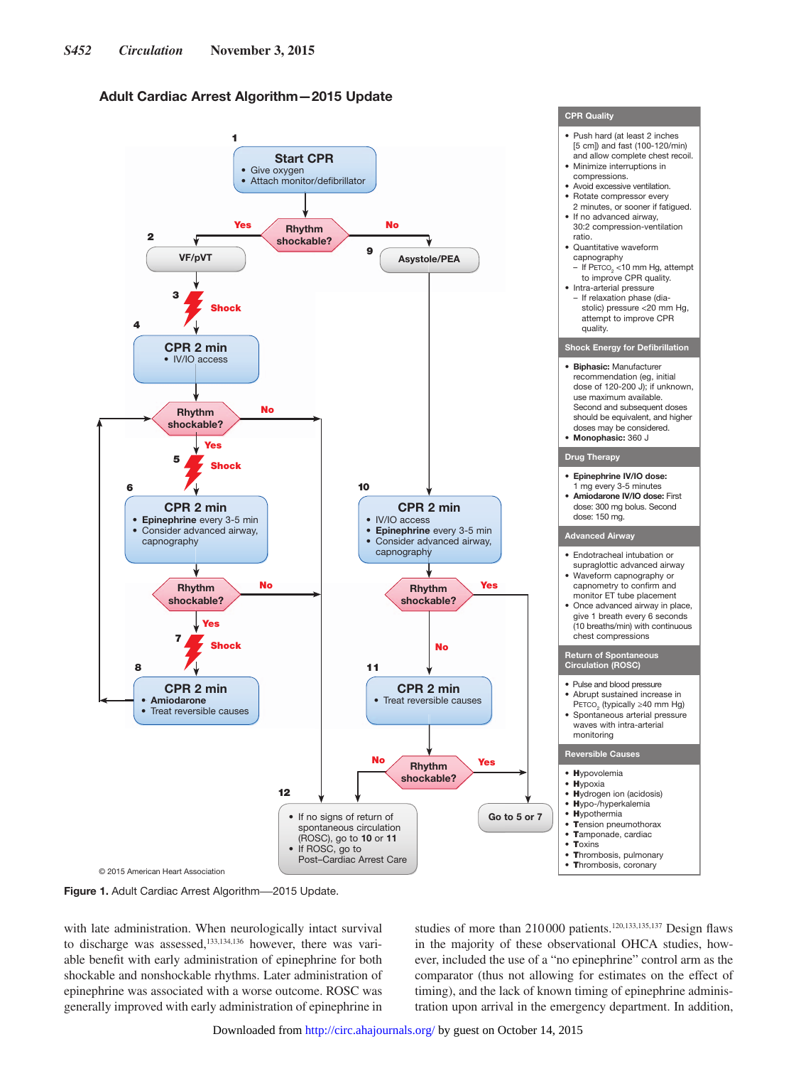## Adult Cardiac Arrest Algorithm—2015 Update

**1** **Start CPR**
- Give oxygen
- Attach monitor/defibrillator

**Rhythm shockable?** — Yes → 2; No → 9

**2** VF/pVT

**3** Shock

**4** **CPR 2 min**
- IV/IO access

**Rhythm shockable?** — No → 12; Yes →

**5** Shock

**6** **CPR 2 min**
- **Epinephrine** every 3-5 min
- Consider advanced airway, capnography

**Rhythm shockable?** — No → 12; Yes →

**7** Shock

**8** **CPR 2 min**
- **Amiodarone**
- Treat reversible causes

**9** Asystole/PEA

**10** **CPR 2 min**
- IV/IO access
- **Epinephrine** every 3-5 min
- Consider advanced airway, capnography

**Rhythm shockable?** — Yes → Go to 5 or 7; No →

**11** **CPR 2 min**
- Treat reversible causes

**Rhythm shockable?** — Yes → Go to 5 or 7; No → 12

**12**
- If no signs of return of spontaneous circulation (ROSC), go to **10** or **11**
- If ROSC, go to Post–Cardiac Arrest Care

**CPR Quality**
- Push hard (at least 2 inches [5 cm]) and fast (100-120/min) and allow complete chest recoil.
- Minimize interruptions in compressions.
- Avoid excessive ventilation.
- Rotate compressor every 2 minutes, or sooner if fatigued.
- If no advanced airway, 30:2 compression-ventilation ratio.
- Quantitative waveform capnography
  - If $P_{ETCO_2}$ <10 mm Hg, attempt to improve CPR quality.
- Intra-arterial pressure
  - If relaxation phase (diastolic) pressure <20 mm Hg, attempt to improve CPR quality.

**Shock Energy for Defibrillation**
- **Biphasic:** Manufacturer recommendation (eg, initial dose of 120-200 J); if unknown, use maximum available. Second and subsequent doses should be equivalent, and higher doses may be considered.
- **Monophasic:** 360 J

**Drug Therapy**
- **Epinephrine IV/IO dose:** 1 mg every 3-5 minutes
- **Amiodarone IV/IO dose:** First dose: 300 mg bolus. Second dose: 150 mg.

**Advanced Airway**
- Endotracheal intubation or supraglottic advanced airway
- Waveform capnography or capnometry to confirm and monitor ET tube placement
- Once advanced airway in place, give 1 breath every 6 seconds (10 breaths/min) with continuous chest compressions

**Return of Spontaneous Circulation (ROSC)**
- Pulse and blood pressure
- Abrupt sustained increase in $P_{ETCO_2}$ (typically ≥40 mm Hg)
- Spontaneous arterial pressure waves with intra-arterial monitoring

**Reversible Causes**
- **H**ypovolemia
- **H**ypoxia
- **H**ydrogen ion (acidosis)
- **H**ypo-/hyperkalemia
- **H**ypothermia
- **T**ension pneumothorax
- **T**amponade, cardiac
- **T**oxins
- **T**hrombosis, pulmonary
- **T**hrombosis, coronary

© 2015 American Heart Association

**Figure 1.** Adult Cardiac Arrest Algorithm—2015 Update.

with late administration. When neurologically intact survival to discharge was assessed,[133,134,136] however, there was variable benefit with early administration of epinephrine for both shockable and nonshockable rhythms. Later administration of epinephrine was associated with a worse outcome. ROSC was generally improved with early administration of epinephrine in studies of more than 210000 patients.[120,133,135,137] Design flaws in the majority of these observational OHCA studies, however, included the use of a "no epinephrine" control arm as the comparator (thus not allowing for estimates on the effect of timing), and the lack of known timing of epinephrine administration upon arrival in the emergency department. In addition,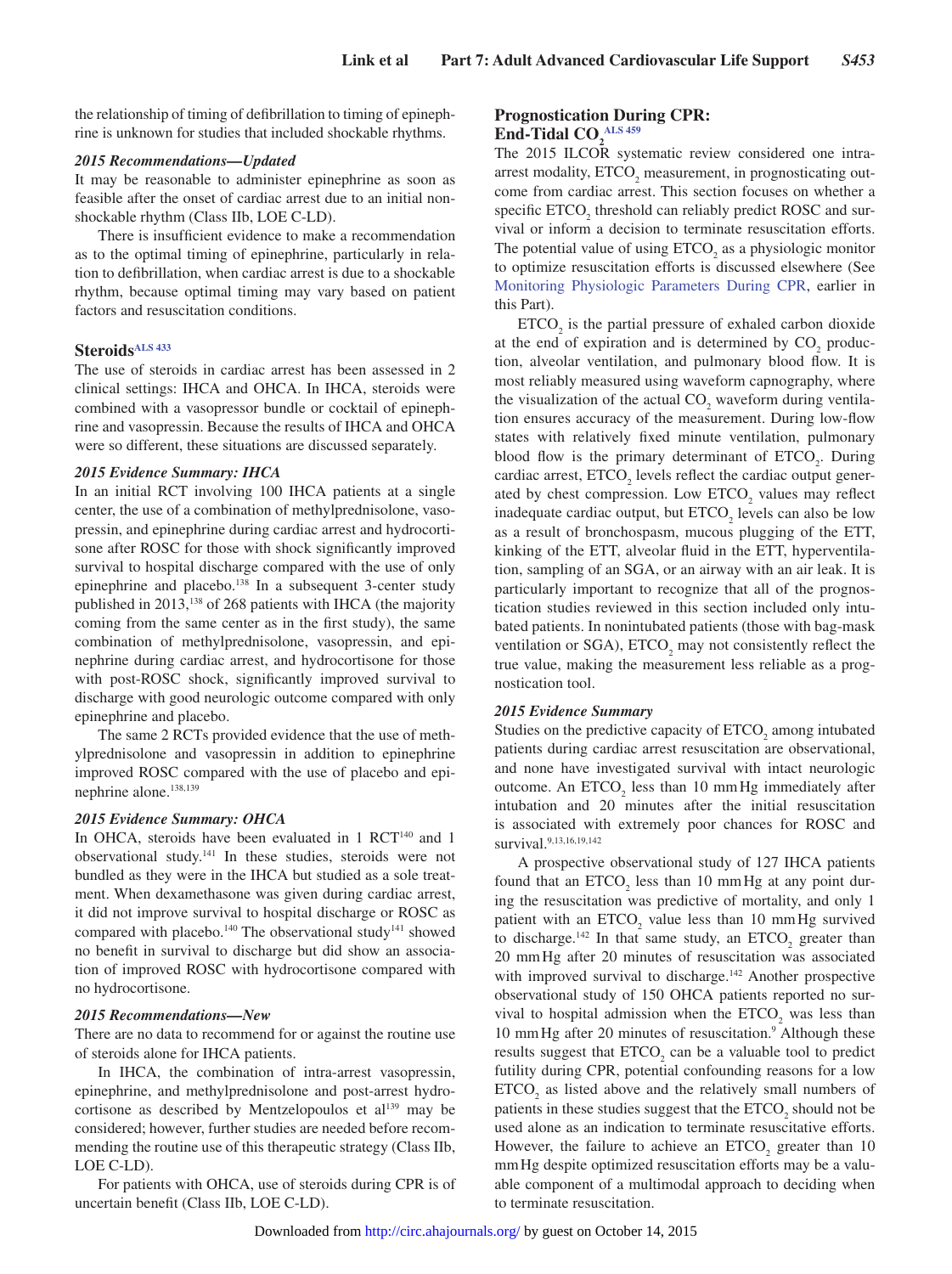the relationship of timing of defibrillation to timing of epinephrine is unknown for studies that included shockable rhythms.

#### *2015 Recommendations—Updated*

It may be reasonable to administer epinephrine as soon as feasible after the onset of cardiac arrest due to an initial nonshockable rhythm (Class IIb, LOE C-LD).

There is insufficient evidence to make a recommendation as to the optimal timing of epinephrine, particularly in relation to defibrillation, when cardiac arrest is due to a shockable rhythm, because optimal timing may vary based on patient factors and resuscitation conditions.

### Steroids[ALS 433]

The use of steroids in cardiac arrest has been assessed in 2 clinical settings: IHCA and OHCA. In IHCA, steroids were combined with a vasopressor bundle or cocktail of epinephrine and vasopressin. Because the results of IHCA and OHCA were so different, these situations are discussed separately.

#### *2015 Evidence Summary: IHCA*

In an initial RCT involving 100 IHCA patients at a single center, the use of a combination of methylprednisolone, vasopressin, and epinephrine during cardiac arrest and hydrocortisone after ROSC for those with shock significantly improved survival to hospital discharge compared with the use of only epinephrine and placebo.[138] In a subsequent 3-center study published in 2013,[138] of 268 patients with IHCA (the majority coming from the same center as in the first study), the same combination of methylprednisolone, vasopressin, and epinephrine during cardiac arrest, and hydrocortisone for those with post-ROSC shock, significantly improved survival to discharge with good neurologic outcome compared with only epinephrine and placebo.

The same 2 RCTs provided evidence that the use of methylprednisolone and vasopressin in addition to epinephrine improved ROSC compared with the use of placebo and epinephrine alone.[138,139]

#### *2015 Evidence Summary: OHCA*

In OHCA, steroids have been evaluated in 1 RCT[140] and 1 observational study.[141] In these studies, steroids were not bundled as they were in the IHCA but studied as a sole treatment. When dexamethasone was given during cardiac arrest, it did not improve survival to hospital discharge or ROSC as compared with placebo.[140] The observational study[141] showed no benefit in survival to discharge but did show an association of improved ROSC with hydrocortisone compared with no hydrocortisone.

#### *2015 Recommendations—New*

There are no data to recommend for or against the routine use of steroids alone for IHCA patients.

In IHCA, the combination of intra-arrest vasopressin, epinephrine, and methylprednisolone and post-arrest hydrocortisone as described by Mentzelopoulos et al[139] may be considered; however, further studies are needed before recommending the routine use of this therapeutic strategy (Class IIb, LOE C-LD).

For patients with OHCA, use of steroids during CPR is of uncertain benefit (Class IIb, LOE C-LD).

### Prognostication During CPR: End-Tidal $CO_2$[ALS 459]

The 2015 ILCOR systematic review considered one intra-arrest modality, $ETCO_2$ measurement, in prognosticating outcome from cardiac arrest. This section focuses on whether a specific $ETCO_2$ threshold can reliably predict ROSC and survival or inform a decision to terminate resuscitation efforts. The potential value of using $ETCO_2$ as a physiologic monitor to optimize resuscitation efforts is discussed elsewhere (See Monitoring Physiologic Parameters During CPR, earlier in this Part).

$ETCO_2$ is the partial pressure of exhaled carbon dioxide at the end of expiration and is determined by $CO_2$ production, alveolar ventilation, and pulmonary blood flow. It is most reliably measured using waveform capnography, where the visualization of the actual $CO_2$ waveform during ventilation ensures accuracy of the measurement. During low-flow states with relatively fixed minute ventilation, pulmonary blood flow is the primary determinant of $ETCO_2$. During cardiac arrest, $ETCO_2$ levels reflect the cardiac output generated by chest compression. Low $ETCO_2$ values may reflect inadequate cardiac output, but $ETCO_2$ levels can also be low as a result of bronchospasm, mucous plugging of the ETT, kinking of the ETT, alveolar fluid in the ETT, hyperventilation, sampling of an SGA, or an airway with an air leak. It is particularly important to recognize that all of the prognostication studies reviewed in this section included only intubated patients. In nonintubated patients (those with bag-mask ventilation or SGA), $ETCO_2$ may not consistently reflect the true value, making the measurement less reliable as a prognostication tool.

#### *2015 Evidence Summary*

Studies on the predictive capacity of $ETCO_2$ among intubated patients during cardiac arrest resuscitation are observational, and none have investigated survival with intact neurologic outcome. An $ETCO_2$ less than 10 mm Hg immediately after intubation and 20 minutes after the initial resuscitation is associated with extremely poor chances for ROSC and survival.[9,13,16,19,142]

A prospective observational study of 127 IHCA patients found that an $ETCO_2$ less than 10 mm Hg at any point during the resuscitation was predictive of mortality, and only 1 patient with an $ETCO_2$ value less than 10 mm Hg survived to discharge.[142] In that same study, an $ETCO_2$ greater than 20 mm Hg after 20 minutes of resuscitation was associated with improved survival to discharge.[142] Another prospective observational study of 150 OHCA patients reported no survival to hospital admission when the $ETCO_2$ was less than 10 mm Hg after 20 minutes of resuscitation.[9] Although these results suggest that $ETCO_2$ can be a valuable tool to predict futility during CPR, potential confounding reasons for a low $ETCO_2$ as listed above and the relatively small numbers of patients in these studies suggest that the $ETCO_2$ should not be used alone as an indication to terminate resuscitative efforts. However, the failure to achieve an $ETCO_2$ greater than 10 mm Hg despite optimized resuscitation efforts may be a valuable component of a multimodal approach to deciding when to terminate resuscitation.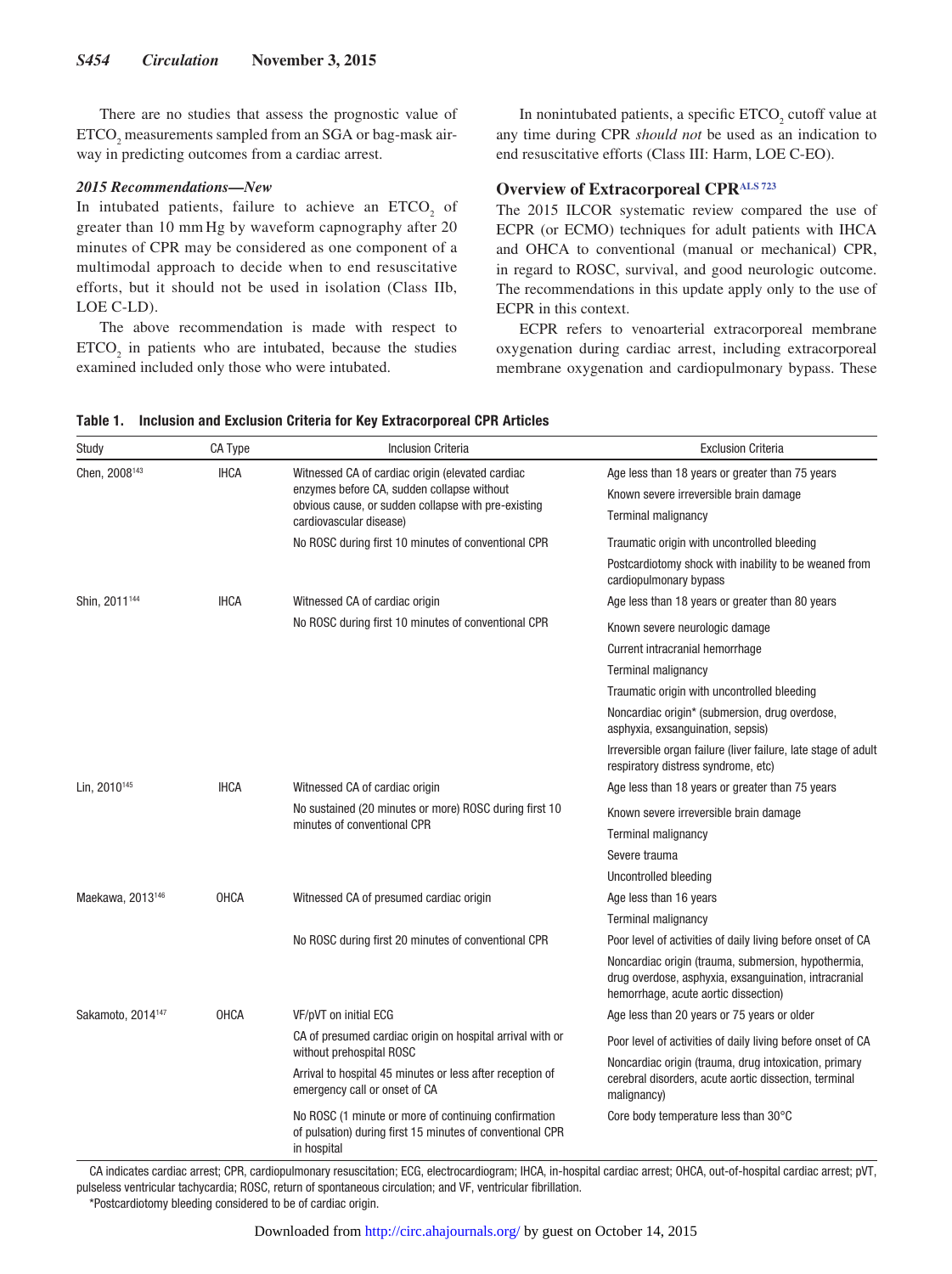There are no studies that assess the prognostic value of $ETCO_2$ measurements sampled from an SGA or bag-mask airway in predicting outcomes from a cardiac arrest.

#### *2015 Recommendations—New*

In intubated patients, failure to achieve an $ETCO_2$ of greater than 10 mm Hg by waveform capnography after 20 minutes of CPR may be considered as one component of a multimodal approach to decide when to end resuscitative efforts, but it should not be used in isolation (Class IIb, LOE C-LD).

The above recommendation is made with respect to $ETCO_2$ in patients who are intubated, because the studies examined included only those who were intubated.

In nonintubated patients, a specific $ETCO_2$ cutoff value at any time during CPR *should not* be used as an indication to end resuscitative efforts (Class III: Harm, LOE C-EO).

### Overview of Extracorporeal CPR[ALS 723]

The 2015 ILCOR systematic review compared the use of ECPR (or ECMO) techniques for adult patients with IHCA and OHCA to conventional (manual or mechanical) CPR, in regard to ROSC, survival, and good neurologic outcome. The recommendations in this update apply only to the use of ECPR in this context.

ECPR refers to venoarterial extracorporeal membrane oxygenation during cardiac arrest, including extracorporeal membrane oxygenation and cardiopulmonary bypass. These

**Table 1. Inclusion and Exclusion Criteria for Key Extracorporeal CPR Articles**

| Study | CA Type | Inclusion Criteria | Exclusion Criteria |
|---|---|---|---|
| Chen, 2008[143] | IHCA | Witnessed CA of cardiac origin (elevated cardiac enzymes before CA, sudden collapse without obvious cause, or sudden collapse with pre-existing cardiovascular disease) | Age less than 18 years or greater than 75 years |
| | | | Known severe irreversible brain damage |
| | | | Terminal malignancy |
| | | No ROSC during first 10 minutes of conventional CPR | Traumatic origin with uncontrolled bleeding |
| | | | Postcardiotomy shock with inability to be weaned from cardiopulmonary bypass |
| Shin, 2011[144] | IHCA | Witnessed CA of cardiac origin | Age less than 18 years or greater than 80 years |
| | | No ROSC during first 10 minutes of conventional CPR | Known severe neurologic damage |
| | | | Current intracranial hemorrhage |
| | | | Terminal malignancy |
| | | | Traumatic origin with uncontrolled bleeding |
| | | | Noncardiac origin* (submersion, drug overdose, asphyxia, exsanguination, sepsis) |
| | | | Irreversible organ failure (liver failure, late stage of adult respiratory distress syndrome, etc) |
| Lin, 2010[145] | IHCA | Witnessed CA of cardiac origin | Age less than 18 years or greater than 75 years |
| | | No sustained (20 minutes or more) ROSC during first 10 minutes of conventional CPR | Known severe irreversible brain damage |
| | | | Terminal malignancy |
| | | | Severe trauma |
| | | | Uncontrolled bleeding |
| Maekawa, 2013[146] | OHCA | Witnessed CA of presumed cardiac origin | Age less than 16 years |
| | | | Terminal malignancy |
| | | No ROSC during first 20 minutes of conventional CPR | Poor level of activities of daily living before onset of CA |
| | | | Noncardiac origin (trauma, submersion, hypothermia, drug overdose, asphyxia, exsanguination, intracranial hemorrhage, acute aortic dissection) |
| Sakamoto, 2014[147] | OHCA | VF/pVT on initial ECG | Age less than 20 years or 75 years or older |
| | | CA of presumed cardiac origin on hospital arrival with or without prehospital ROSC | Poor level of activities of daily living before onset of CA |
| | | Arrival to hospital 45 minutes or less after reception of emergency call or onset of CA | Noncardiac origin (trauma, drug intoxication, primary cerebral disorders, acute aortic dissection, terminal malignancy) |
| | | No ROSC (1 minute or more of continuing confirmation of pulsation) during first 15 minutes of conventional CPR in hospital | Core body temperature less than 30°C |

CA indicates cardiac arrest; CPR, cardiopulmonary resuscitation; ECG, electrocardiogram; IHCA, in-hospital cardiac arrest; OHCA, out-of-hospital cardiac arrest; pVT, pulseless ventricular tachycardia; ROSC, return of spontaneous circulation; and VF, ventricular fibrillation.

*Postcardiotomy bleeding considered to be of cardiac origin.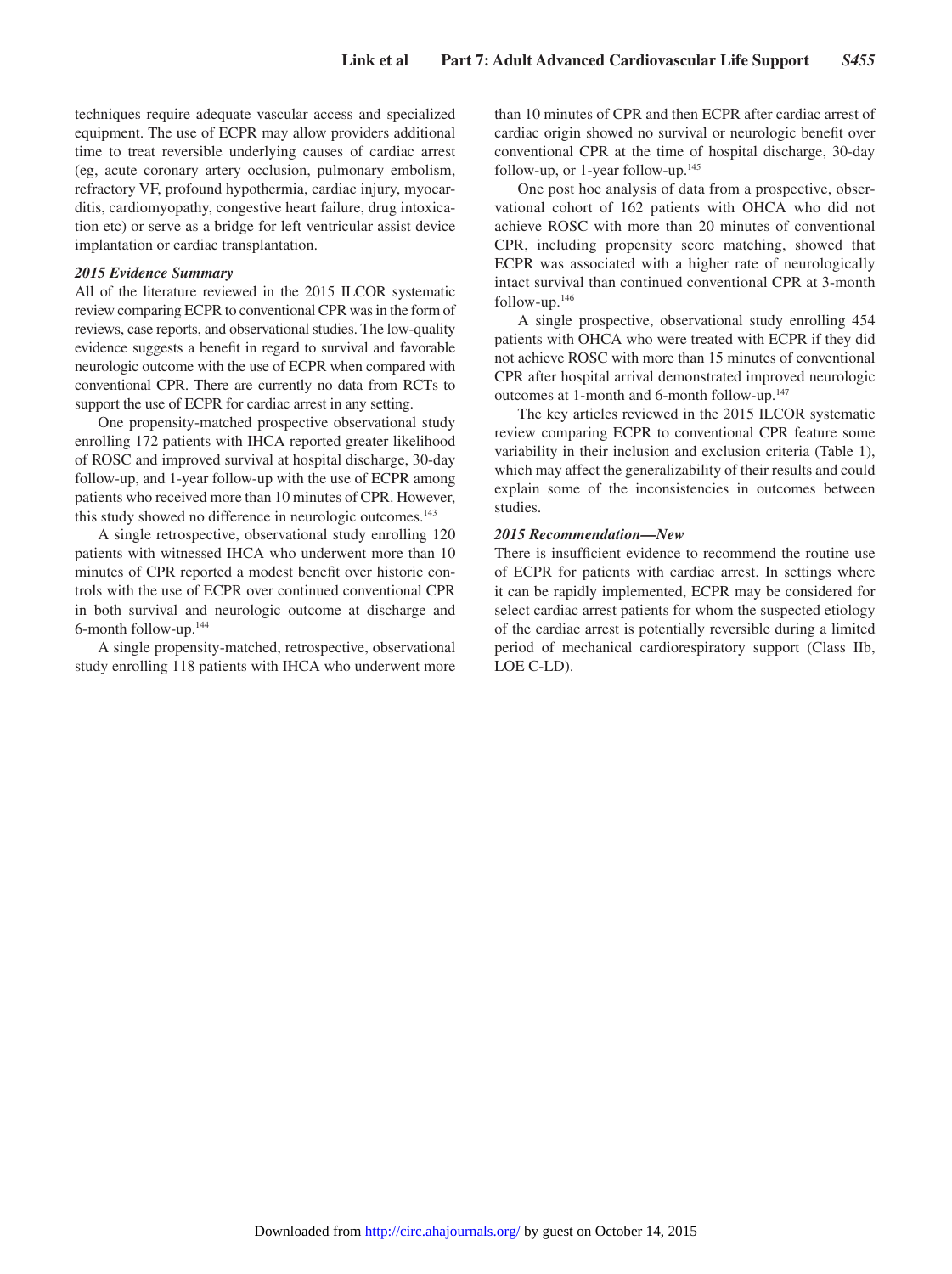techniques require adequate vascular access and specialized equipment. The use of ECPR may allow providers additional time to treat reversible underlying causes of cardiac arrest (eg, acute coronary artery occlusion, pulmonary embolism, refractory VF, profound hypothermia, cardiac injury, myocarditis, cardiomyopathy, congestive heart failure, drug intoxication etc) or serve as a bridge for left ventricular assist device implantation or cardiac transplantation.

***2015 Evidence Summary***

All of the literature reviewed in the 2015 ILCOR systematic review comparing ECPR to conventional CPR was in the form of reviews, case reports, and observational studies. The low-quality evidence suggests a benefit in regard to survival and favorable neurologic outcome with the use of ECPR when compared with conventional CPR. There are currently no data from RCTs to support the use of ECPR for cardiac arrest in any setting.

One propensity-matched prospective observational study enrolling 172 patients with IHCA reported greater likelihood of ROSC and improved survival at hospital discharge, 30-day follow-up, and 1-year follow-up with the use of ECPR among patients who received more than 10 minutes of CPR. However, this study showed no difference in neurologic outcomes.[143]

A single retrospective, observational study enrolling 120 patients with witnessed IHCA who underwent more than 10 minutes of CPR reported a modest benefit over historic controls with the use of ECPR over continued conventional CPR in both survival and neurologic outcome at discharge and 6-month follow-up.[144]

A single propensity-matched, retrospective, observational study enrolling 118 patients with IHCA who underwent more than 10 minutes of CPR and then ECPR after cardiac arrest of cardiac origin showed no survival or neurologic benefit over conventional CPR at the time of hospital discharge, 30-day follow-up, or 1-year follow-up.[145]

One post hoc analysis of data from a prospective, observational cohort of 162 patients with OHCA who did not achieve ROSC with more than 20 minutes of conventional CPR, including propensity score matching, showed that ECPR was associated with a higher rate of neurologically intact survival than continued conventional CPR at 3-month follow-up.[146]

A single prospective, observational study enrolling 454 patients with OHCA who were treated with ECPR if they did not achieve ROSC with more than 15 minutes of conventional CPR after hospital arrival demonstrated improved neurologic outcomes at 1-month and 6-month follow-up.[147]

The key articles reviewed in the 2015 ILCOR systematic review comparing ECPR to conventional CPR feature some variability in their inclusion and exclusion criteria (Table 1), which may affect the generalizability of their results and could explain some of the inconsistencies in outcomes between studies.

***2015 Recommendation—New***

There is insufficient evidence to recommend the routine use of ECPR for patients with cardiac arrest. In settings where it can be rapidly implemented, ECPR may be considered for select cardiac arrest patients for whom the suspected etiology of the cardiac arrest is potentially reversible during a limited period of mechanical cardiorespiratory support (Class IIb, LOE C-LD).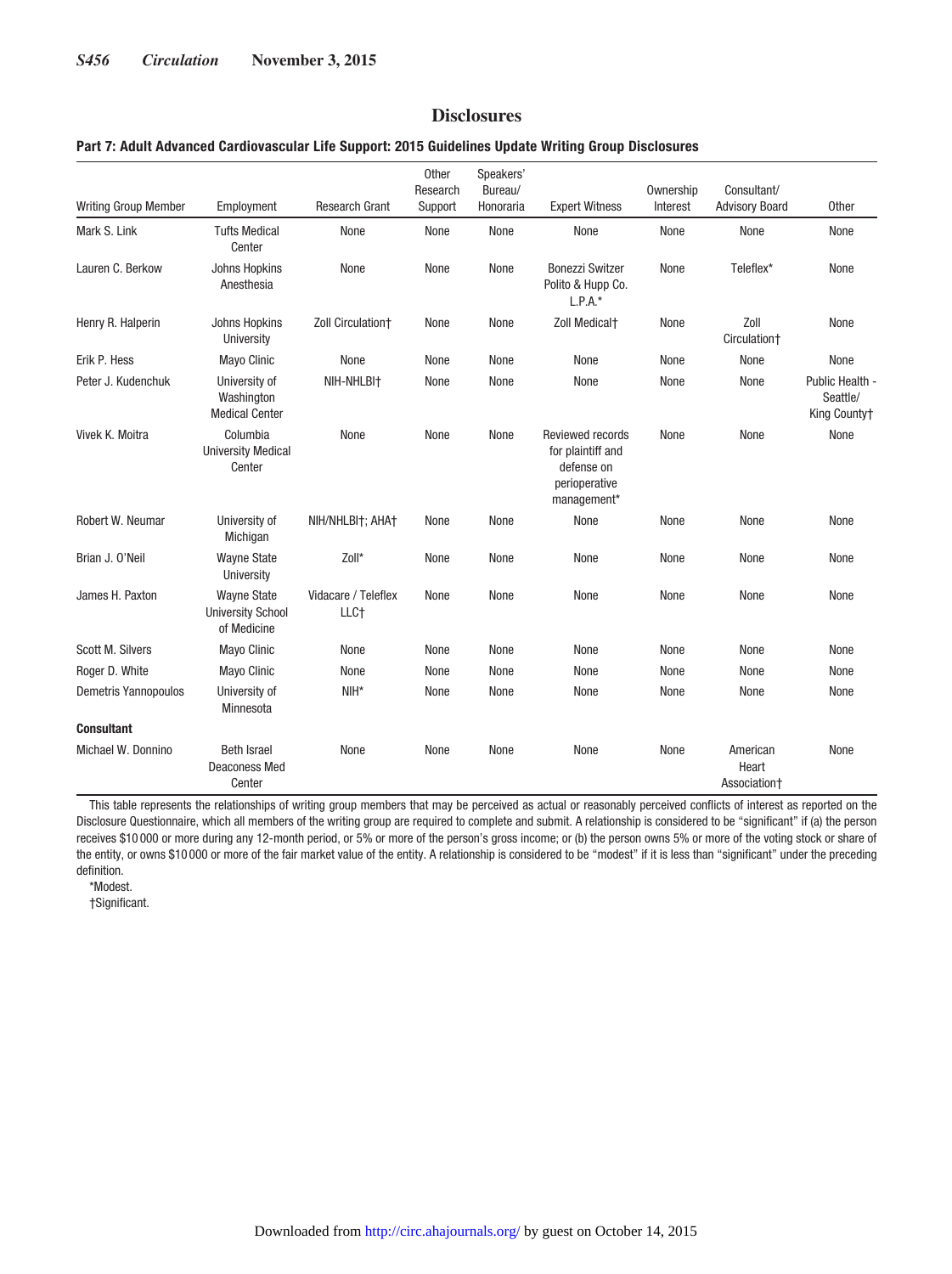## Disclosures

**Part 7: Adult Advanced Cardiovascular Life Support: 2015 Guidelines Update Writing Group Disclosures**

| Writing Group Member | Employment | Research Grant | Other Research Support | Speakers' Bureau/ Honoraria | Expert Witness | Ownership Interest | Consultant/ Advisory Board | Other |
|---|---|---|---|---|---|---|---|---|
| Mark S. Link | Tufts Medical Center | None | None | None | None | None | None | None |
| Lauren C. Berkow | Johns Hopkins Anesthesia | None | None | None | Bonezzi Switzer Polito & Hupp Co. L.P.A.* | None | Teleflex* | None |
| Henry R. Halperin | Johns Hopkins University | Zoll Circulation† | None | None | Zoll Medical† | None | Zoll Circulation† | None |
| Erik P. Hess | Mayo Clinic | None | None | None | None | None | None | None |
| Peter J. Kudenchuk | University of Washington Medical Center | NIH-NHLBI† | None | None | None | None | None | Public Health - Seattle/ King County† |
| Vivek K. Moitra | Columbia University Medical Center | None | None | None | Reviewed records for plaintiff and defense on perioperative management* | None | None | None |
| Robert W. Neumar | University of Michigan | NIH/NHLBI†; AHA† | None | None | None | None | None | None |
| Brian J. O'Neil | Wayne State University | Zoll* | None | None | None | None | None | None |
| James H. Paxton | Wayne State University School of Medicine | Vidacare / Teleflex LLC† | None | None | None | None | None | None |
| Scott M. Silvers | Mayo Clinic | None | None | None | None | None | None | None |
| Roger D. White | Mayo Clinic | None | None | None | None | None | None | None |
| Demetris Yannopoulos | University of Minnesota | NIH* | None | None | None | None | None | None |
| **Consultant** | | | | | | | | |
| Michael W. Donnino | Beth Israel Deaconess Med Center | None | None | None | None | None | American Heart Association† | None |

This table represents the relationships of writing group members that may be perceived as actual or reasonably perceived conflicts of interest as reported on the Disclosure Questionnaire, which all members of the writing group are required to complete and submit. A relationship is considered to be "significant" if (a) the person receives $10 000 or more during any 12-month period, or 5% or more of the person's gross income; or (b) the person owns 5% or more of the voting stock or share of the entity, or owns $10 000 or more of the fair market value of the entity. A relationship is considered to be "modest" if it is less than "significant" under the preceding definition.

*Modest.

†Significant.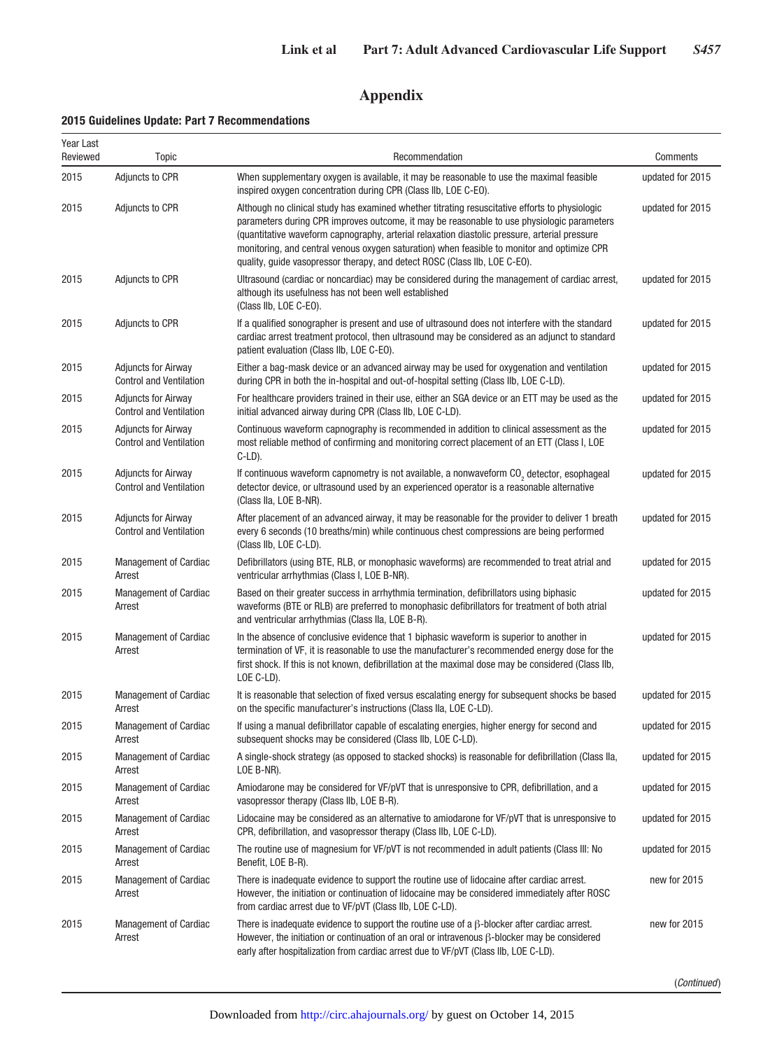# Appendix

**2015 Guidelines Update: Part 7 Recommendations**

| Year Last Reviewed | Topic | Recommendation | Comments |
|---|---|---|---|
| 2015 | Adjuncts to CPR | When supplementary oxygen is available, it may be reasonable to use the maximal feasible inspired oxygen concentration during CPR (Class IIb, LOE C-EO). | updated for 2015 |
| 2015 | Adjuncts to CPR | Although no clinical study has examined whether titrating resuscitative efforts to physiologic parameters during CPR improves outcome, it may be reasonable to use physiologic parameters (quantitative waveform capnography, arterial relaxation diastolic pressure, arterial pressure monitoring, and central venous oxygen saturation) when feasible to monitor and optimize CPR quality, guide vasopressor therapy, and detect ROSC (Class IIb, LOE C-EO). | updated for 2015 |
| 2015 | Adjuncts to CPR | Ultrasound (cardiac or noncardiac) may be considered during the management of cardiac arrest, although its usefulness has not been well established (Class IIb, LOE C-EO). | updated for 2015 |
| 2015 | Adjuncts to CPR | If a qualified sonographer is present and use of ultrasound does not interfere with the standard cardiac arrest treatment protocol, then ultrasound may be considered as an adjunct to standard patient evaluation (Class IIb, LOE C-EO). | updated for 2015 |
| 2015 | Adjuncts for Airway Control and Ventilation | Either a bag-mask device or an advanced airway may be used for oxygenation and ventilation during CPR in both the in-hospital and out-of-hospital setting (Class IIb, LOE C-LD). | updated for 2015 |
| 2015 | Adjuncts for Airway Control and Ventilation | For healthcare providers trained in their use, either an SGA device or an ETT may be used as the initial advanced airway during CPR (Class IIb, LOE C-LD). | updated for 2015 |
| 2015 | Adjuncts for Airway Control and Ventilation | Continuous waveform capnography is recommended in addition to clinical assessment as the most reliable method of confirming and monitoring correct placement of an ETT (Class I, LOE C-LD). | updated for 2015 |
| 2015 | Adjuncts for Airway Control and Ventilation | If continuous waveform capnometry is not available, a nonwaveform $CO_2$ detector, esophageal detector device, or ultrasound used by an experienced operator is a reasonable alternative (Class IIa, LOE B-NR). | updated for 2015 |
| 2015 | Adjuncts for Airway Control and Ventilation | After placement of an advanced airway, it may be reasonable for the provider to deliver 1 breath every 6 seconds (10 breaths/min) while continuous chest compressions are being performed (Class IIb, LOE C-LD). | updated for 2015 |
| 2015 | Management of Cardiac Arrest | Defibrillators (using BTE, RLB, or monophasic waveforms) are recommended to treat atrial and ventricular arrhythmias (Class I, LOE B-NR). | updated for 2015 |
| 2015 | Management of Cardiac Arrest | Based on their greater success in arrhythmia termination, defibrillators using biphasic waveforms (BTE or RLB) are preferred to monophasic defibrillators for treatment of both atrial and ventricular arrhythmias (Class IIa, LOE B-R). | updated for 2015 |
| 2015 | Management of Cardiac Arrest | In the absence of conclusive evidence that 1 biphasic waveform is superior to another in termination of VF, it is reasonable to use the manufacturer's recommended energy dose for the first shock. If this is not known, defibrillation at the maximal dose may be considered (Class IIb, LOE C-LD). | updated for 2015 |
| 2015 | Management of Cardiac Arrest | It is reasonable that selection of fixed versus escalating energy for subsequent shocks be based on the specific manufacturer's instructions (Class IIa, LOE C-LD). | updated for 2015 |
| 2015 | Management of Cardiac Arrest | If using a manual defibrillator capable of escalating energies, higher energy for second and subsequent shocks may be considered (Class IIb, LOE C-LD). | updated for 2015 |
| 2015 | Management of Cardiac Arrest | A single-shock strategy (as opposed to stacked shocks) is reasonable for defibrillation (Class IIa, LOE B-NR). | updated for 2015 |
| 2015 | Management of Cardiac Arrest | Amiodarone may be considered for VF/pVT that is unresponsive to CPR, defibrillation, and a vasopressor therapy (Class IIb, LOE B-R). | updated for 2015 |
| 2015 | Management of Cardiac Arrest | Lidocaine may be considered as an alternative to amiodarone for VF/pVT that is unresponsive to CPR, defibrillation, and vasopressor therapy (Class IIb, LOE C-LD). | updated for 2015 |
| 2015 | Management of Cardiac Arrest | The routine use of magnesium for VF/pVT is not recommended in adult patients (Class III: No Benefit, LOE B-R). | updated for 2015 |
| 2015 | Management of Cardiac Arrest | There is inadequate evidence to support the routine use of lidocaine after cardiac arrest. However, the initiation or continuation of lidocaine may be considered immediately after ROSC from cardiac arrest due to VF/pVT (Class IIb, LOE C-LD). | new for 2015 |
| 2015 | Management of Cardiac Arrest | There is inadequate evidence to support the routine use of a β-blocker after cardiac arrest. However, the initiation or continuation of an oral or intravenous β-blocker may be considered early after hospitalization from cardiac arrest due to VF/pVT (Class IIb, LOE C-LD). | new for 2015 |

(*Continued*)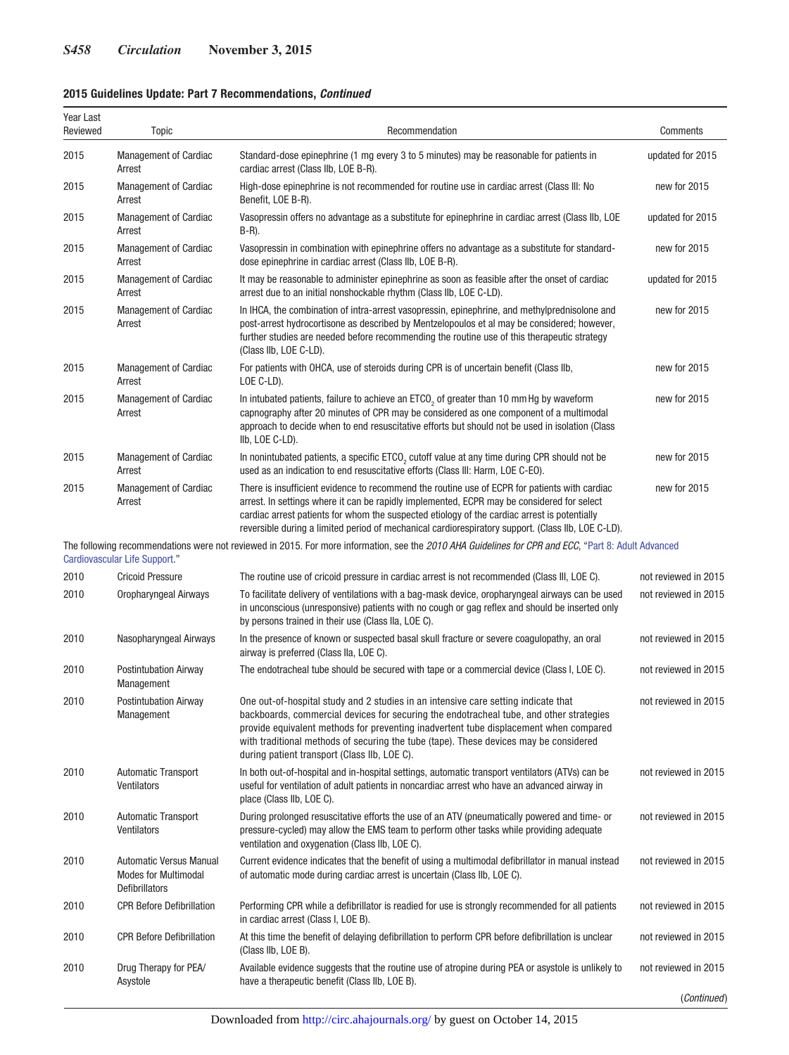**2015 Guidelines Update: Part 7 Recommendations, *Continued***

| Year Last Reviewed | Topic | Recommendation | Comments |
|---|---|---|---|
| 2015 | Management of Cardiac Arrest | Standard-dose epinephrine (1 mg every 3 to 5 minutes) may be reasonable for patients in cardiac arrest (Class IIb, LOE B-R). | updated for 2015 |
| 2015 | Management of Cardiac Arrest | High-dose epinephrine is not recommended for routine use in cardiac arrest (Class III: No Benefit, LOE B-R). | new for 2015 |
| 2015 | Management of Cardiac Arrest | Vasopressin offers no advantage as a substitute for epinephrine in cardiac arrest (Class IIb, LOE B-R). | updated for 2015 |
| 2015 | Management of Cardiac Arrest | Vasopressin in combination with epinephrine offers no advantage as a substitute for standard-dose epinephrine in cardiac arrest (Class IIb, LOE B-R). | new for 2015 |
| 2015 | Management of Cardiac Arrest | It may be reasonable to administer epinephrine as soon as feasible after the onset of cardiac arrest due to an initial nonshockable rhythm (Class IIb, LOE C-LD). | updated for 2015 |
| 2015 | Management of Cardiac Arrest | In IHCA, the combination of intra-arrest vasopressin, epinephrine, and methylprednisolone and post-arrest hydrocortisone as described by Mentzelopoulos et al may be considered; however, further studies are needed before recommending the routine use of this therapeutic strategy (Class IIb, LOE C-LD). | new for 2015 |
| 2015 | Management of Cardiac Arrest | For patients with OHCA, use of steroids during CPR is of uncertain benefit (Class IIb, LOE C-LD). | new for 2015 |
| 2015 | Management of Cardiac Arrest | In intubated patients, failure to achieve an $ETCO_2$ of greater than 10 mm Hg by waveform capnography after 20 minutes of CPR may be considered as one component of a multimodal approach to decide when to end resuscitative efforts but should not be used in isolation (Class IIb, LOE C-LD). | new for 2015 |
| 2015 | Management of Cardiac Arrest | In nonintubated patients, a specific $ETCO_2$ cutoff value at any time during CPR should not be used as an indication to end resuscitative efforts (Class III: Harm, LOE C-EO). | new for 2015 |
| 2015 | Management of Cardiac Arrest | There is insufficient evidence to recommend the routine use of ECPR for patients with cardiac arrest. In settings where it can be rapidly implemented, ECPR may be considered for select cardiac arrest patients for whom the suspected etiology of the cardiac arrest is potentially reversible during a limited period of mechanical cardiorespiratory support. (Class IIb, LOE C-LD). | new for 2015 |
| The following recommendations were not reviewed in 2015. For more information, see the *2010 AHA Guidelines for CPR and ECC*, "Part 8: Adult Advanced Cardiovascular Life Support." | | | |
| 2010 | Cricoid Pressure | The routine use of cricoid pressure in cardiac arrest is not recommended (Class III, LOE C). | not reviewed in 2015 |
| 2010 | Oropharyngeal Airways | To facilitate delivery of ventilations with a bag-mask device, oropharyngeal airways can be used in unconscious (unresponsive) patients with no cough or gag reflex and should be inserted only by persons trained in their use (Class IIa, LOE C). | not reviewed in 2015 |
| 2010 | Nasopharyngeal Airways | In the presence of known or suspected basal skull fracture or severe coagulopathy, an oral airway is preferred (Class IIa, LOE C). | not reviewed in 2015 |
| 2010 | Postintubation Airway Management | The endotracheal tube should be secured with tape or a commercial device (Class I, LOE C). | not reviewed in 2015 |
| 2010 | Postintubation Airway Management | One out-of-hospital study and 2 studies in an intensive care setting indicate that backboards, commercial devices for securing the endotracheal tube, and other strategies provide equivalent methods for preventing inadvertent tube displacement when compared with traditional methods of securing the tube (tape). These devices may be considered during patient transport (Class IIb, LOE C). | not reviewed in 2015 |
| 2010 | Automatic Transport Ventilators | In both out-of-hospital and in-hospital settings, automatic transport ventilators (ATVs) can be useful for ventilation of adult patients in noncardiac arrest who have an advanced airway in place (Class IIb, LOE C). | not reviewed in 2015 |
| 2010 | Automatic Transport Ventilators | During prolonged resuscitative efforts the use of an ATV (pneumatically powered and time- or pressure-cycled) may allow the EMS team to perform other tasks while providing adequate ventilation and oxygenation (Class IIb, LOE C). | not reviewed in 2015 |
| 2010 | Automatic Versus Manual Modes for Multimodal Defibrillators | Current evidence indicates that the benefit of using a multimodal defibrillator in manual instead of automatic mode during cardiac arrest is uncertain (Class IIb, LOE C). | not reviewed in 2015 |
| 2010 | CPR Before Defibrillation | Performing CPR while a defibrillator is readied for use is strongly recommended for all patients in cardiac arrest (Class I, LOE B). | not reviewed in 2015 |
| 2010 | CPR Before Defibrillation | At this time the benefit of delaying defibrillation to perform CPR before defibrillation is unclear (Class IIb, LOE B). | not reviewed in 2015 |
| 2010 | Drug Therapy for PEA/Asystole | Available evidence suggests that the routine use of atropine during PEA or asystole is unlikely to have a therapeutic benefit (Class IIb, LOE B). | not reviewed in 2015 |

(*Continued*)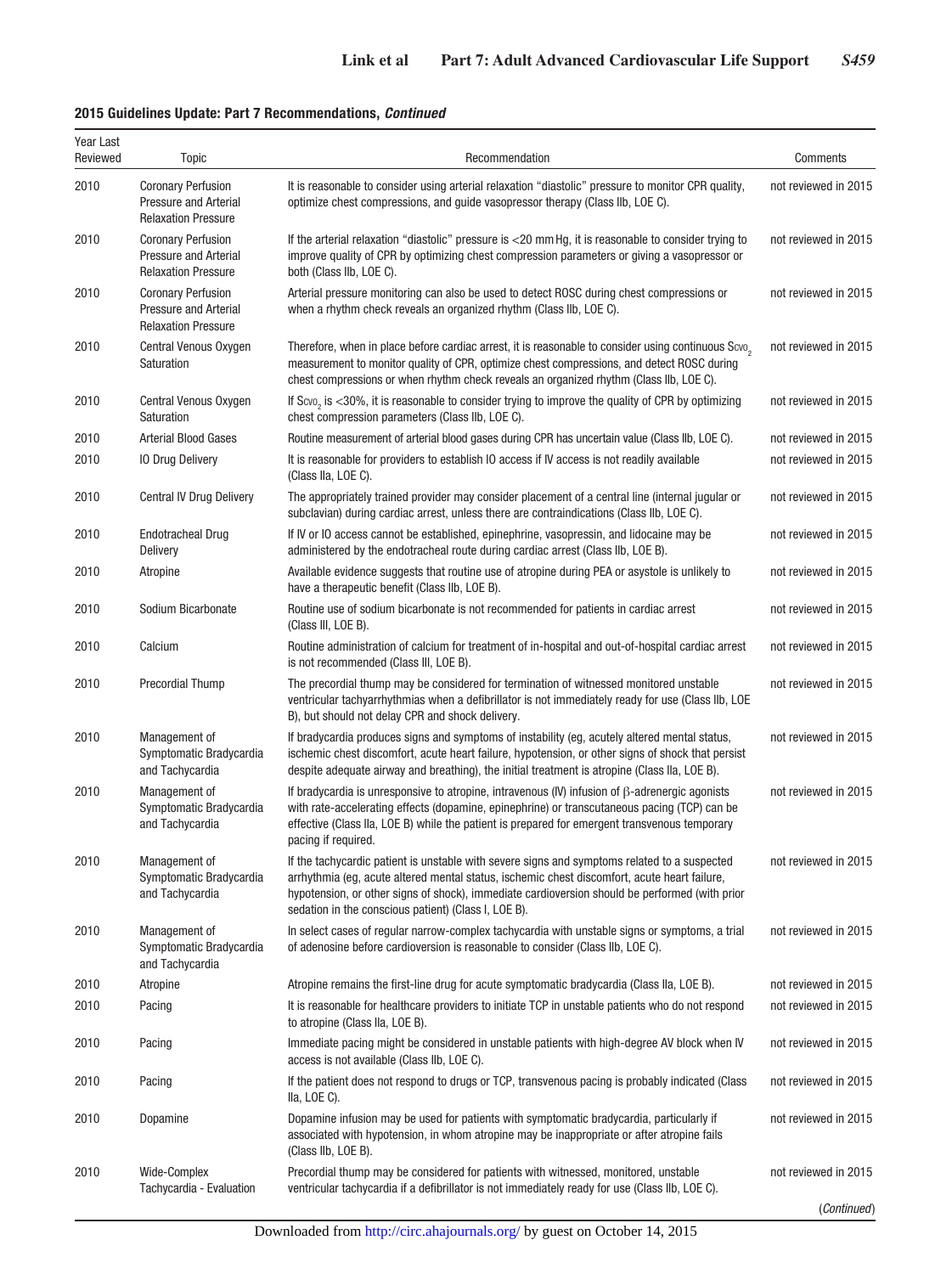**2015 Guidelines Update: Part 7 Recommendations, *Continued***

| Year Last Reviewed | Topic | Recommendation | Comments |
|---|---|---|---|
| 2010 | Coronary Perfusion Pressure and Arterial Relaxation Pressure | It is reasonable to consider using arterial relaxation “diastolic” pressure to monitor CPR quality, optimize chest compressions, and guide vasopressor therapy (Class IIb, LOE C). | not reviewed in 2015 |
| 2010 | Coronary Perfusion Pressure and Arterial Relaxation Pressure | If the arterial relaxation “diastolic” pressure is <20 mm Hg, it is reasonable to consider trying to improve quality of CPR by optimizing chest compression parameters or giving a vasopressor or both (Class IIb, LOE C). | not reviewed in 2015 |
| 2010 | Coronary Perfusion Pressure and Arterial Relaxation Pressure | Arterial pressure monitoring can also be used to detect ROSC during chest compressions or when a rhythm check reveals an organized rhythm (Class IIb, LOE C). | not reviewed in 2015 |
| 2010 | Central Venous Oxygen Saturation | Therefore, when in place before cardiac arrest, it is reasonable to consider using continuous $Scvo_2$ measurement to monitor quality of CPR, optimize chest compressions, and detect ROSC during chest compressions or when rhythm check reveals an organized rhythm (Class IIb, LOE C). | not reviewed in 2015 |
| 2010 | Central Venous Oxygen Saturation | If $Scvo_2$ is <30%, it is reasonable to consider trying to improve the quality of CPR by optimizing chest compression parameters (Class IIb, LOE C). | not reviewed in 2015 |
| 2010 | Arterial Blood Gases | Routine measurement of arterial blood gases during CPR has uncertain value (Class IIb, LOE C). | not reviewed in 2015 |
| 2010 | IO Drug Delivery | It is reasonable for providers to establish IO access if IV access is not readily available (Class IIa, LOE C). | not reviewed in 2015 |
| 2010 | Central IV Drug Delivery | The appropriately trained provider may consider placement of a central line (internal jugular or subclavian) during cardiac arrest, unless there are contraindications (Class IIb, LOE C). | not reviewed in 2015 |
| 2010 | Endotracheal Drug Delivery | If IV or IO access cannot be established, epinephrine, vasopressin, and lidocaine may be administered by the endotracheal route during cardiac arrest (Class IIb, LOE B). | not reviewed in 2015 |
| 2010 | Atropine | Available evidence suggests that routine use of atropine during PEA or asystole is unlikely to have a therapeutic benefit (Class IIb, LOE B). | not reviewed in 2015 |
| 2010 | Sodium Bicarbonate | Routine use of sodium bicarbonate is not recommended for patients in cardiac arrest (Class III, LOE B). | not reviewed in 2015 |
| 2010 | Calcium | Routine administration of calcium for treatment of in-hospital and out-of-hospital cardiac arrest is not recommended (Class III, LOE B). | not reviewed in 2015 |
| 2010 | Precordial Thump | The precordial thump may be considered for termination of witnessed monitored unstable ventricular tachyarrhythmias when a defibrillator is not immediately ready for use (Class IIb, LOE B), but should not delay CPR and shock delivery. | not reviewed in 2015 |
| 2010 | Management of Symptomatic Bradycardia and Tachycardia | If bradycardia produces signs and symptoms of instability (eg, acutely altered mental status, ischemic chest discomfort, acute heart failure, hypotension, or other signs of shock that persist despite adequate airway and breathing), the initial treatment is atropine (Class IIa, LOE B). | not reviewed in 2015 |
| 2010 | Management of Symptomatic Bradycardia and Tachycardia | If bradycardia is unresponsive to atropine, intravenous (IV) infusion of β-adrenergic agonists with rate-accelerating effects (dopamine, epinephrine) or transcutaneous pacing (TCP) can be effective (Class IIa, LOE B) while the patient is prepared for emergent transvenous temporary pacing if required. | not reviewed in 2015 |
| 2010 | Management of Symptomatic Bradycardia and Tachycardia | If the tachycardic patient is unstable with severe signs and symptoms related to a suspected arrhythmia (eg, acute altered mental status, ischemic chest discomfort, acute heart failure, hypotension, or other signs of shock), immediate cardioversion should be performed (with prior sedation in the conscious patient) (Class I, LOE B). | not reviewed in 2015 |
| 2010 | Management of Symptomatic Bradycardia and Tachycardia | In select cases of regular narrow-complex tachycardia with unstable signs or symptoms, a trial of adenosine before cardioversion is reasonable to consider (Class IIb, LOE C). | not reviewed in 2015 |
| 2010 | Atropine | Atropine remains the first-line drug for acute symptomatic bradycardia (Class IIa, LOE B). | not reviewed in 2015 |
| 2010 | Pacing | It is reasonable for healthcare providers to initiate TCP in unstable patients who do not respond to atropine (Class IIa, LOE B). | not reviewed in 2015 |
| 2010 | Pacing | Immediate pacing might be considered in unstable patients with high-degree AV block when IV access is not available (Class IIb, LOE C). | not reviewed in 2015 |
| 2010 | Pacing | If the patient does not respond to drugs or TCP, transvenous pacing is probably indicated (Class IIa, LOE C). | not reviewed in 2015 |
| 2010 | Dopamine | Dopamine infusion may be used for patients with symptomatic bradycardia, particularly if associated with hypotension, in whom atropine may be inappropriate or after atropine fails (Class IIb, LOE B). | not reviewed in 2015 |
| 2010 | Wide-Complex Tachycardia - Evaluation | Precordial thump may be considered for patients with witnessed, monitored, unstable ventricular tachycardia if a defibrillator is not immediately ready for use (Class IIb, LOE C). | not reviewed in 2015 |

(*Continued*)

Downloaded from http://circ.ahajournals.org/ by guest on October 14, 2015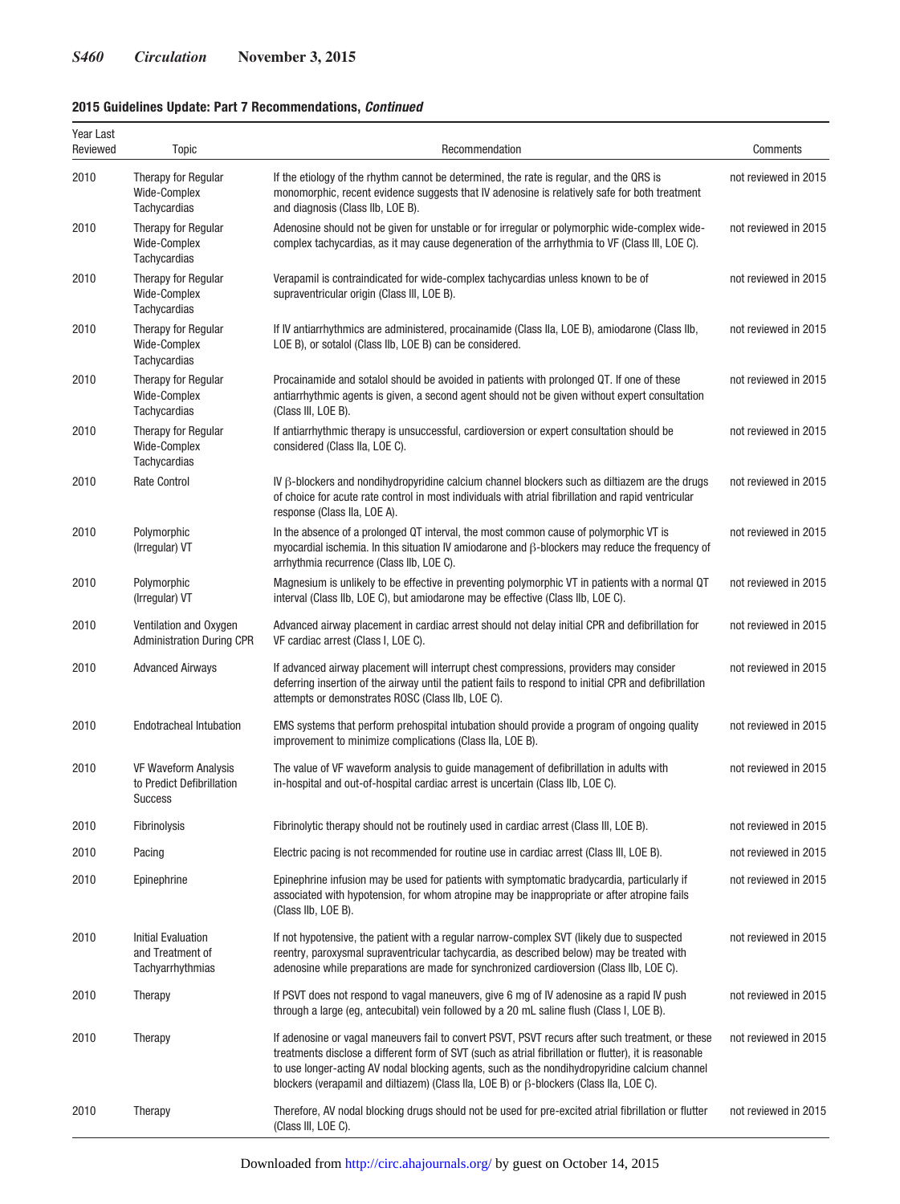**2015 Guidelines Update: Part 7 Recommendations, *Continued***

| Year Last Reviewed | Topic | Recommendation | Comments |
|---|---|---|---|
| 2010 | Therapy for Regular Wide-Complex Tachycardias | If the etiology of the rhythm cannot be determined, the rate is regular, and the QRS is monomorphic, recent evidence suggests that IV adenosine is relatively safe for both treatment and diagnosis (Class IIb, LOE B). | not reviewed in 2015 |
| 2010 | Therapy for Regular Wide-Complex Tachycardias | Adenosine should not be given for unstable or for irregular or polymorphic wide-complex wide-complex tachycardias, as it may cause degeneration of the arrhythmia to VF (Class III, LOE C). | not reviewed in 2015 |
| 2010 | Therapy for Regular Wide-Complex Tachycardias | Verapamil is contraindicated for wide-complex tachycardias unless known to be of supraventricular origin (Class III, LOE B). | not reviewed in 2015 |
| 2010 | Therapy for Regular Wide-Complex Tachycardias | If IV antiarrhythmics are administered, procainamide (Class IIa, LOE B), amiodarone (Class IIb, LOE B), or sotalol (Class IIb, LOE B) can be considered. | not reviewed in 2015 |
| 2010 | Therapy for Regular Wide-Complex Tachycardias | Procainamide and sotalol should be avoided in patients with prolonged QT. If one of these antiarrhythmic agents is given, a second agent should not be given without expert consultation (Class III, LOE B). | not reviewed in 2015 |
| 2010 | Therapy for Regular Wide-Complex Tachycardias | If antiarrhythmic therapy is unsuccessful, cardioversion or expert consultation should be considered (Class IIa, LOE C). | not reviewed in 2015 |
| 2010 | Rate Control | IV β-blockers and nondihydropyridine calcium channel blockers such as diltiazem are the drugs of choice for acute rate control in most individuals with atrial fibrillation and rapid ventricular response (Class IIa, LOE A). | not reviewed in 2015 |
| 2010 | Polymorphic (Irregular) VT | In the absence of a prolonged QT interval, the most common cause of polymorphic VT is myocardial ischemia. In this situation IV amiodarone and β-blockers may reduce the frequency of arrhythmia recurrence (Class IIb, LOE C). | not reviewed in 2015 |
| 2010 | Polymorphic (Irregular) VT | Magnesium is unlikely to be effective in preventing polymorphic VT in patients with a normal QT interval (Class IIb, LOE C), but amiodarone may be effective (Class IIb, LOE C). | not reviewed in 2015 |
| 2010 | Ventilation and Oxygen Administration During CPR | Advanced airway placement in cardiac arrest should not delay initial CPR and defibrillation for VF cardiac arrest (Class I, LOE C). | not reviewed in 2015 |
| 2010 | Advanced Airways | If advanced airway placement will interrupt chest compressions, providers may consider deferring insertion of the airway until the patient fails to respond to initial CPR and defibrillation attempts or demonstrates ROSC (Class IIb, LOE C). | not reviewed in 2015 |
| 2010 | Endotracheal Intubation | EMS systems that perform prehospital intubation should provide a program of ongoing quality improvement to minimize complications (Class IIa, LOE B). | not reviewed in 2015 |
| 2010 | VF Waveform Analysis to Predict Defibrillation Success | The value of VF waveform analysis to guide management of defibrillation in adults with in-hospital and out-of-hospital cardiac arrest is uncertain (Class IIb, LOE C). | not reviewed in 2015 |
| 2010 | Fibrinolysis | Fibrinolytic therapy should not be routinely used in cardiac arrest (Class III, LOE B). | not reviewed in 2015 |
| 2010 | Pacing | Electric pacing is not recommended for routine use in cardiac arrest (Class III, LOE B). | not reviewed in 2015 |
| 2010 | Epinephrine | Epinephrine infusion may be used for patients with symptomatic bradycardia, particularly if associated with hypotension, for whom atropine may be inappropriate or after atropine fails (Class IIb, LOE B). | not reviewed in 2015 |
| 2010 | Initial Evaluation and Treatment of Tachyarrhythmias | If not hypotensive, the patient with a regular narrow-complex SVT (likely due to suspected reentry, paroxysmal supraventricular tachycardia, as described below) may be treated with adenosine while preparations are made for synchronized cardioversion (Class IIb, LOE C). | not reviewed in 2015 |
| 2010 | Therapy | If PSVT does not respond to vagal maneuvers, give 6 mg of IV adenosine as a rapid IV push through a large (eg, antecubital) vein followed by a 20 mL saline flush (Class I, LOE B). | not reviewed in 2015 |
| 2010 | Therapy | If adenosine or vagal maneuvers fail to convert PSVT, PSVT recurs after such treatment, or these treatments disclose a different form of SVT (such as atrial fibrillation or flutter), it is reasonable to use longer-acting AV nodal blocking agents, such as the nondihydropyridine calcium channel blockers (verapamil and diltiazem) (Class IIa, LOE B) or β-blockers (Class IIa, LOE C). | not reviewed in 2015 |
| 2010 | Therapy | Therefore, AV nodal blocking drugs should not be used for pre-excited atrial fibrillation or flutter (Class III, LOE C). | not reviewed in 2015 |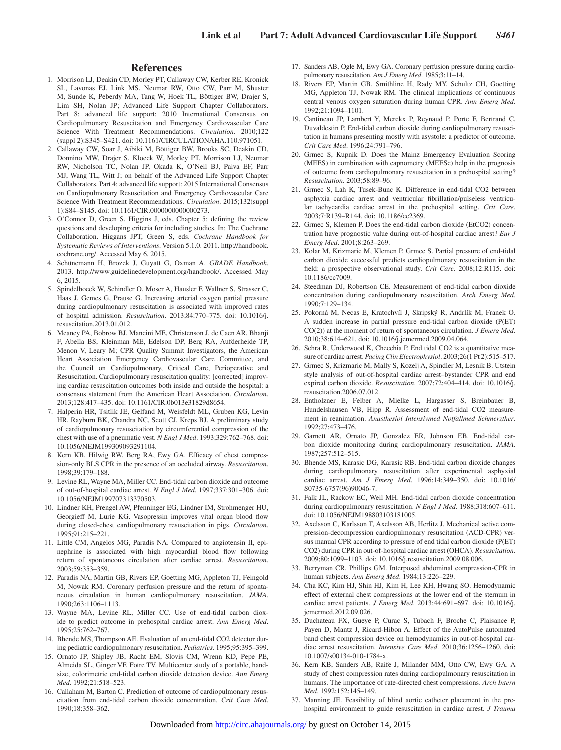## References

1. Morrison LJ, Deakin CD, Morley PT, Callaway CW, Kerber RE, Kronick SL, Lavonas EJ, Link MS, Neumar RW, Otto CW, Parr M, Shuster M, Sunde K, Peberdy MA, Tang W, Hoek TL, Böttiger BW, Drajer S, Lim SH, Nolan JP; Advanced Life Support Chapter Collaborators. Part 8: advanced life support: 2010 International Consensus on Cardiopulmonary Resuscitation and Emergency Cardiovascular Care Science With Treatment Recommendations. *Circulation*. 2010;122 (suppl 2):S345–S421. doi: 10.1161/CIRCULATIONAHA.110.971051.
2. Callaway CW, Soar J, Aibiki M, Böttiger BW, Brooks SC, Deakin CD, Donnino MW, Drajer S, Kloeck W, Morley PT, Morrison LJ, Neumar RW, Nicholson TC, Nolan JP, Okada K, O'Neil BJ, Paiva EF, Parr MJ, Wang TL, Witt J; on behalf of the Advanced Life Support Chapter Collaborators. Part 4: advanced life support: 2015 International Consensus on Cardiopulmonary Resuscitation and Emergency Cardiovascular Care Science With Treatment Recommendations. *Circulation*. 2015;132(suppl 1):S84–S145. doi: 10.1161/CIR.0000000000000273.
3. O'Connor D, Green S, Higgins J, eds. Chapter 5: defining the review questions and developing criteria for including studies. In: The Cochrane Collaboration. Higgans JPT, Green S, eds. *Cochrane Handbook for Systematic Reviews of Interventions*. Version 5.1.0. 2011. http://handbook.cochrane.org/. Accessed May 6, 2015.
4. Schünemann H, Brożek J, Guyatt G, Oxman A. *GRADE Handbook*. 2013. http://www.guidelinedevelopment.org/handbook/. Accessed May 6, 2015.
5. Spindelboeck W, Schindler O, Moser A, Hausler F, Wallner S, Strasser C, Haas J, Gemes G, Prause G. Increasing arterial oxygen partial pressure during cardiopulmonary resuscitation is associated with improved rates of hospital admission. *Resuscitation*. 2013;84:770–775. doi: 10.1016/j.resuscitation.2013.01.012.
6. Meaney PA, Bobrow BJ, Mancini ME, Christenson J, de Caen AR, Bhanji F, Abella BS, Kleinman ME, Edelson DP, Berg RA, Aufderheide TP, Menon V, Leary M; CPR Quality Summit Investigators, the American Heart Association Emergency Cardiovascular Care Committee, and the Council on Cardiopulmonary, Critical Care, Perioperative and Resuscitation. Cardiopulmonary resuscitation quality: [corrected] improving cardiac resuscitation outcomes both inside and outside the hospital: a consensus statement from the American Heart Association. *Circulation*. 2013;128:417–435. doi: 10.1161/CIR.0b013e31829d8654.
7. Halperin HR, Tsitlik JE, Gelfand M, Weisfeldt ML, Gruben KG, Levin HR, Rayburn BK, Chandra NC, Scott CJ, Kreps BJ. A preliminary study of cardiopulmonary resuscitation by circumferential compression of the chest with use of a pneumatic vest. *N Engl J Med*. 1993;329:762–768. doi: 10.1056/NEJM199309093291104.
8. Kern KB, Hilwig RW, Berg RA, Ewy GA. Efficacy of chest compression-only BLS CPR in the presence of an occluded airway. *Resuscitation*. 1998;39:179–188.
9. Levine RL, Wayne MA, Miller CC. End-tidal carbon dioxide and outcome of out-of-hospital cardiac arrest. *N Engl J Med*. 1997;337:301–306. doi: 10.1056/NEJM199707313370503.
10. Lindner KH, Prengel AW, Pfenninger EG, Lindner IM, Strohmenger HU, Georgieff M, Lurie KG. Vasopressin improves vital organ blood flow during closed-chest cardiopulmonary resuscitation in pigs. *Circulation*. 1995;91:215–221.
11. Little CM, Angelos MG, Paradis NA. Compared to angiotensin II, epinephrine is associated with high myocardial blood flow following return of spontaneous circulation after cardiac arrest. *Resuscitation*. 2003;59:353–359.
12. Paradis NA, Martin GB, Rivers EP, Goetting MG, Appleton TJ, Feingold M, Nowak RM. Coronary perfusion pressure and the return of spontaneous circulation in human cardiopulmonary resuscitation. *JAMA*. 1990;263:1106–1113.
13. Wayne MA, Levine RL, Miller CC. Use of end-tidal carbon dioxide to predict outcome in prehospital cardiac arrest. *Ann Emerg Med*. 1995;25:762–767.
14. Bhende MS, Thompson AE. Evaluation of an end-tidal CO2 detector during pediatric cardiopulmonary resuscitation. *Pediatrics*. 1995;95:395–399.
15. Ornato JP, Shipley JB, Racht EM, Slovis CM, Wrenn KD, Pepe PE, Almeida SL, Ginger VF, Fotre TV. Multicenter study of a portable, hand-size, colorimetric end-tidal carbon dioxide detection device. *Ann Emerg Med*. 1992;21:518–523.
16. Callaham M, Barton C. Prediction of outcome of cardiopulmonary resuscitation from end-tidal carbon dioxide concentration. *Crit Care Med*. 1990;18:358–362.
17. Sanders AB, Ogle M, Ewy GA. Coronary perfusion pressure during cardiopulmonary resuscitation. *Am J Emerg Med*. 1985;3:11–14.
18. Rivers EP, Martin GB, Smithline H, Rady MY, Schultz CH, Goetting MG, Appleton TJ, Nowak RM. The clinical implications of continuous central venous oxygen saturation during human CPR. *Ann Emerg Med*. 1992;21:1094–1101.
19. Cantineau JP, Lambert Y, Merckx P, Reynaud P, Porte F, Bertrand C, Duvaldestin P. End-tidal carbon dioxide during cardiopulmonary resuscitation in humans presenting mostly with asystole: a predictor of outcome. *Crit Care Med*. 1996;24:791–796.
20. Grmec S, Kupnik D. Does the Mainz Emergency Evaluation Scoring (MEES) in combination with capnometry (MEESc) help in the prognosis of outcome from cardiopulmonary resuscitation in a prehospital setting? *Resuscitation*. 2003;58:89–96.
21. Grmec S, Lah K, Tusek-Bunc K. Difference in end-tidal CO2 between asphyxia cardiac arrest and ventricular fibrillation/pulseless ventricular tachycardia cardiac arrest in the prehospital setting. *Crit Care*. 2003;7:R139–R144. doi: 10.1186/cc2369.
22. Grmec S, Klemen P. Does the end-tidal carbon dioxide (EtCO2) concentration have prognostic value during out-of-hospital cardiac arrest? *Eur J Emerg Med*. 2001;8:263–269.
23. Kolar M, Krizmaric M, Klemen P, Grmec S. Partial pressure of end-tidal carbon dioxide successful predicts cardiopulmonary resuscitation in the field: a prospective observational study. *Crit Care*. 2008;12:R115. doi: 10.1186/cc7009.
24. Steedman DJ, Robertson CE. Measurement of end-tidal carbon dioxide concentration during cardiopulmonary resuscitation. *Arch Emerg Med*. 1990;7:129–134.
25. Pokorná M, Necas E, Kratochvíl J, Skripský R, Andrlík M, Franek O. A sudden increase in partial pressure end-tidal carbon dioxide (P(ET)CO(2)) at the moment of return of spontaneous circulation. *J Emerg Med*. 2010;38:614–621. doi: 10.1016/j.jemermed.2009.04.064.
26. Sehra R, Underwood K, Checchia P. End tidal CO2 is a quantitative measure of cardiac arrest. *Pacing Clin Electrophysiol*. 2003;26(1 Pt 2):515–517.
27. Grmec S, Krizmaric M, Mally S, Kozelj A, Spindler M, Lesnik B. Utstein style analysis of out-of-hospital cardiac arrest–bystander CPR and end expired carbon dioxide. *Resuscitation*. 2007;72:404–414. doi: 10.1016/j.resuscitation.2006.07.012.
28. Entholzner E, Felber A, Mielke L, Hargasser S, Breinbauer B, Hundelshausen VB, Hipp R. Assessment of end-tidal CO2 measurement in reanimation. *Anasthesiol Intensivmed Notfallmed Schmerzther*. 1992;27:473–476.
29. Garnett AR, Ornato JP, Gonzalez ER, Johnson EB. End-tidal carbon dioxide monitoring during cardiopulmonary resuscitation. *JAMA*. 1987;257:512–515.
30. Bhende MS, Karasic DG, Karasic RB. End-tidal carbon dioxide changes during cardiopulmonary resuscitation after experimental asphyxial cardiac arrest. *Am J Emerg Med*. 1996;14:349–350. doi: 10.1016/S0735-6757(96)90046-7.
31. Falk JL, Rackow EC, Weil MH. End-tidal carbon dioxide concentration during cardiopulmonary resuscitation. *N Engl J Med*. 1988;318:607–611. doi: 10.1056/NEJM198803103181005.
32. Axelsson C, Karlsson T, Axelsson AB, Herlitz J. Mechanical active compression-decompression cardiopulmonary resuscitation (ACD-CPR) versus manual CPR according to pressure of end tidal carbon dioxide (P(ET)CO2) during CPR in out-of-hospital cardiac arrest (OHCA). *Resuscitation*. 2009;80:1099–1103. doi: 10.1016/j.resuscitation.2009.08.006.
33. Berryman CR, Phillips GM. Interposed abdominal compression-CPR in human subjects. *Ann Emerg Med*. 1984;13:226–229.
34. Cha KC, Kim HJ, Shin HJ, Kim H, Lee KH, Hwang SO. Hemodynamic effect of external chest compressions at the lower end of the sternum in cardiac arrest patients. *J Emerg Med*. 2013;44:691–697. doi: 10.1016/j.jemermed.2012.09.026.
35. Duchateau FX, Gueye P, Curac S, Tubach F, Broche C, Plaisance P, Payen D, Mantz J, Ricard-Hibon A. Effect of the AutoPulse automated band chest compression device on hemodynamics in out-of-hospital cardiac arrest resuscitation. *Intensive Care Med*. 2010;36:1256–1260. doi: 10.1007/s00134-010-1784-x.
36. Kern KB, Sanders AB, Raife J, Milander MM, Otto CW, Ewy GA. A study of chest compression rates during cardiopulmonary resuscitation in humans. The importance of rate-directed chest compressions. *Arch Intern Med*. 1992;152:145–149.
37. Manning JE. Feasibility of blind aortic catheter placement in the prehospital environment to guide resuscitation in cardiac arrest. *J Trauma*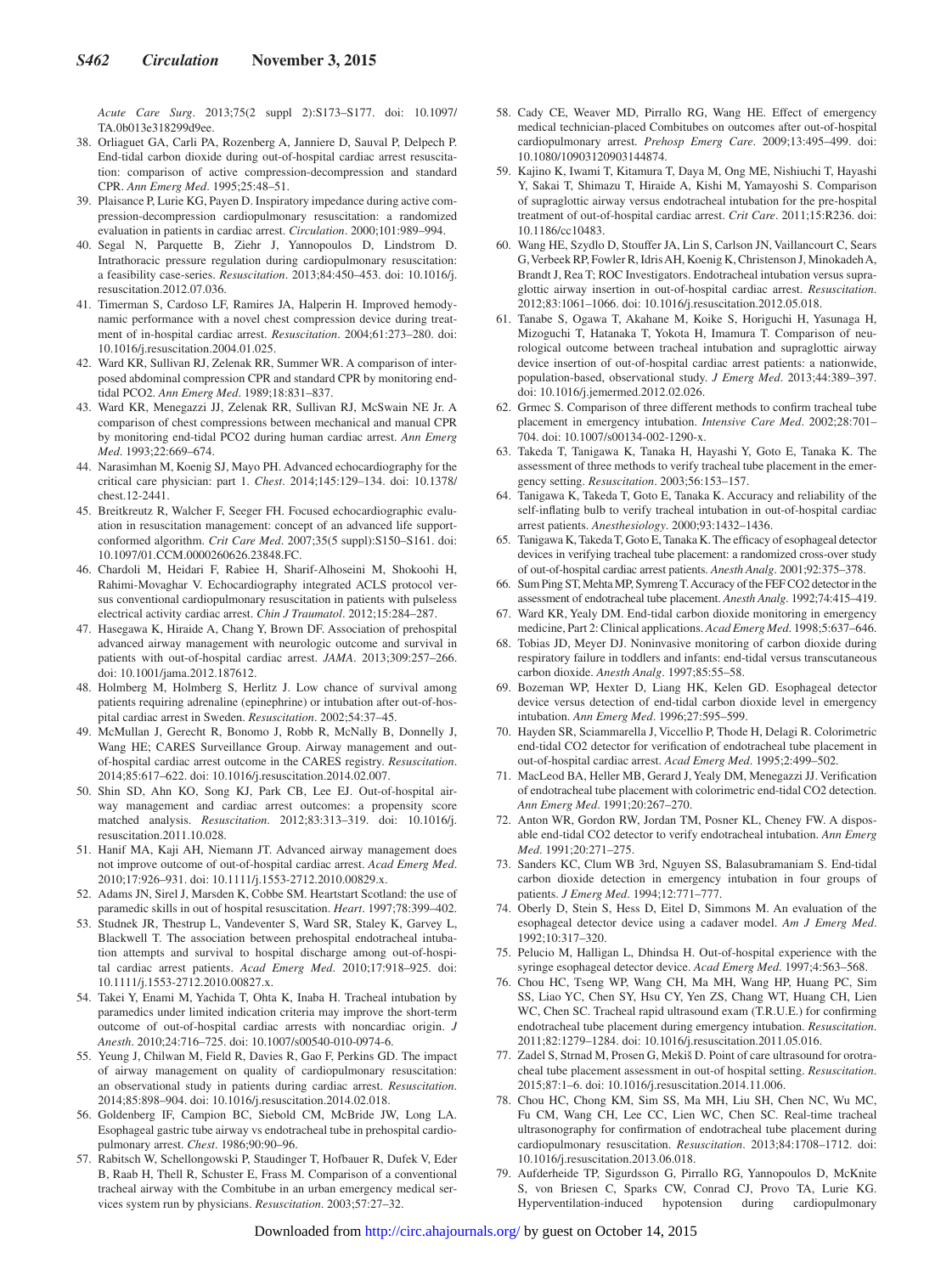*Acute Care Surg*. 2013;75(2 suppl 2):S173–S177. doi: 10.1097/TA.0b013e318299d9ee.

38. Orliaguet GA, Carli PA, Rozenberg A, Janniere D, Sauval P, Delpech P. End-tidal carbon dioxide during out-of-hospital cardiac arrest resuscitation: comparison of active compression-decompression and standard CPR. *Ann Emerg Med*. 1995;25:48–51.
39. Plaisance P, Lurie KG, Payen D. Inspiratory impedance during active compression-decompression cardiopulmonary resuscitation: a randomized evaluation in patients in cardiac arrest. *Circulation*. 2000;101:989–994.
40. Segal N, Parquette B, Ziehr J, Yannopoulos D, Lindstrom D. Intrathoracic pressure regulation during cardiopulmonary resuscitation: a feasibility case-series. *Resuscitation*. 2013;84:450–453. doi: 10.1016/j.resuscitation.2012.07.036.
41. Timerman S, Cardoso LF, Ramires JA, Halperin H. Improved hemodynamic performance with a novel chest compression device during treatment of in-hospital cardiac arrest. *Resuscitation*. 2004;61:273–280. doi: 10.1016/j.resuscitation.2004.01.025.
42. Ward KR, Sullivan RJ, Zelenak RR, Summer WR. A comparison of interposed abdominal compression CPR and standard CPR by monitoring end-tidal PCO2. *Ann Emerg Med*. 1989;18:831–837.
43. Ward KR, Menegazzi JJ, Zelenak RR, Sullivan RJ, McSwain NE Jr. A comparison of chest compressions between mechanical and manual CPR by monitoring end-tidal PCO2 during human cardiac arrest. *Ann Emerg Med*. 1993;22:669–674.
44. Narasimhan M, Koenig SJ, Mayo PH. Advanced echocardiography for the critical care physician: part 1. *Chest*. 2014;145:129–134. doi: 10.1378/chest.12-2441.
45. Breitkreutz R, Walcher F, Seeger FH. Focused echocardiographic evaluation in resuscitation management: concept of an advanced life support-conformed algorithm. *Crit Care Med*. 2007;35(5 suppl):S150–S161. doi: 10.1097/01.CCM.0000260626.23848.FC.
46. Chardoli M, Heidari F, Rabiee H, Sharif-Alhoseini M, Shokoohi H, Rahimi-Movaghar V. Echocardiography integrated ACLS protocol versus conventional cardiopulmonary resuscitation in patients with pulseless electrical activity cardiac arrest. *Chin J Traumatol*. 2012;15:284–287.
47. Hasegawa K, Hiraide A, Chang Y, Brown DF. Association of prehospital advanced airway management with neurologic outcome and survival in patients with out-of-hospital cardiac arrest. *JAMA*. 2013;309:257–266. doi: 10.1001/jama.2012.187612.
48. Holmberg M, Holmberg S, Herlitz J. Low chance of survival among patients requiring adrenaline (epinephrine) or intubation after out-of-hospital cardiac arrest in Sweden. *Resuscitation*. 2002;54:37–45.
49. McMullan J, Gerecht R, Bonomo J, Robb R, McNally B, Donnelly J, Wang HE; CARES Surveillance Group. Airway management and out-of-hospital cardiac arrest outcome in the CARES registry. *Resuscitation*. 2014;85:617–622. doi: 10.1016/j.resuscitation.2014.02.007.
50. Shin SD, Ahn KO, Song KJ, Park CB, Lee EJ. Out-of-hospital airway management and cardiac arrest outcomes: a propensity score matched analysis. *Resuscitation*. 2012;83:313–319. doi: 10.1016/j.resuscitation.2011.10.028.
51. Hanif MA, Kaji AH, Niemann JT. Advanced airway management does not improve outcome of out-of-hospital cardiac arrest. *Acad Emerg Med*. 2010;17:926–931. doi: 10.1111/j.1553-2712.2010.00829.x.
52. Adams JN, Sirel J, Marsden K, Cobbe SM. Heartstart Scotland: the use of paramedic skills in out of hospital resuscitation. *Heart*. 1997;78:399–402.
53. Studnek JR, Thestrup L, Vandeventer S, Ward SR, Staley K, Garvey L, Blackwell T. The association between prehospital endotracheal intubation attempts and survival to hospital discharge among out-of-hospital cardiac arrest patients. *Acad Emerg Med*. 2010;17:918–925. doi: 10.1111/j.1553-2712.2010.00827.x.
54. Takei Y, Enami M, Yachida T, Ohta K, Inaba H. Tracheal intubation by paramedics under limited indication criteria may improve the short-term outcome of out-of-hospital cardiac arrests with noncardiac origin. *J Anesth*. 2010;24:716–725. doi: 10.1007/s00540-010-0974-6.
55. Yeung J, Chilwan M, Field R, Davies R, Gao F, Perkins GD. The impact of airway management on quality of cardiopulmonary resuscitation: an observational study in patients during cardiac arrest. *Resuscitation*. 2014;85:898–904. doi: 10.1016/j.resuscitation.2014.02.018.
56. Goldenberg IF, Campion BC, Siebold CM, McBride JW, Long LA. Esophageal gastric tube airway vs endotracheal tube in prehospital cardiopulmonary arrest. *Chest*. 1986;90:90–96.
57. Rabitsch W, Schellongowski P, Staudinger T, Hofbauer R, Dufek V, Eder B, Raab H, Thell R, Schuster E, Frass M. Comparison of a conventional tracheal airway with the Combitube in an urban emergency medical services system run by physicians. *Resuscitation*. 2003;57:27–32.
58. Cady CE, Weaver MD, Pirrallo RG, Wang HE. Effect of emergency medical technician-placed Combitubes on outcomes after out-of-hospital cardiopulmonary arrest. *Prehosp Emerg Care*. 2009;13:495–499. doi: 10.1080/10903120903144874.
59. Kajino K, Iwami T, Kitamura T, Daya M, Ong ME, Nishiuchi T, Hayashi Y, Sakai T, Shimazu T, Hiraide A, Kishi M, Yamayoshi S. Comparison of supraglottic airway versus endotracheal intubation for the pre-hospital treatment of out-of-hospital cardiac arrest. *Crit Care*. 2011;15:R236. doi: 10.1186/cc10483.
60. Wang HE, Szydlo D, Stouffer JA, Lin S, Carlson JN, Vaillancourt C, Sears G, Verbeek RP, Fowler R, Idris AH, Koenig K, Christenson J, Minokadeh A, Brandt J, Rea T; ROC Investigators. Endotracheal intubation versus supraglottic airway insertion in out-of-hospital cardiac arrest. *Resuscitation*. 2012;83:1061–1066. doi: 10.1016/j.resuscitation.2012.05.018.
61. Tanabe S, Ogawa T, Akahane M, Koike S, Horiguchi H, Yasunaga H, Mizoguchi T, Hatanaka T, Yokota H, Imamura T. Comparison of neurological outcome between tracheal intubation and supraglottic airway device insertion of out-of-hospital cardiac arrest patients: a nationwide, population-based, observational study. *J Emerg Med*. 2013;44:389–397. doi: 10.1016/j.jemermed.2012.02.026.
62. Grmec S. Comparison of three different methods to confirm tracheal tube placement in emergency intubation. *Intensive Care Med*. 2002;28:701–704. doi: 10.1007/s00134-002-1290-x.
63. Takeda T, Tanigawa K, Tanaka H, Hayashi Y, Goto E, Tanaka K. The assessment of three methods to verify tracheal tube placement in the emergency setting. *Resuscitation*. 2003;56:153–157.
64. Tanigawa K, Takeda T, Goto E, Tanaka K. Accuracy and reliability of the self-inflating bulb to verify tracheal intubation in out-of-hospital cardiac arrest patients. *Anesthesiology*. 2000;93:1432–1436.
65. Tanigawa K, Takeda T, Goto E, Tanaka K. The efficacy of esophageal detector devices in verifying tracheal tube placement: a randomized cross-over study of out-of-hospital cardiac arrest patients. *Anesth Analg*. 2001;92:375–378.
66. Sum Ping ST, Mehta MP, Symreng T. Accuracy of the FEF CO2 detector in the assessment of endotracheal tube placement. *Anesth Analg*. 1992;74:415–419.
67. Ward KR, Yealy DM. End-tidal carbon dioxide monitoring in emergency medicine, Part 2: Clinical applications. *Acad Emerg Med*. 1998;5:637–646.
68. Tobias JD, Meyer DJ. Noninvasive monitoring of carbon dioxide during respiratory failure in toddlers and infants: end-tidal versus transcutaneous carbon dioxide. *Anesth Analg*. 1997;85:55–58.
69. Bozeman WP, Hexter D, Liang HK, Kelen GD. Esophageal detector device versus detection of end-tidal carbon dioxide level in emergency intubation. *Ann Emerg Med*. 1996;27:595–599.
70. Hayden SR, Sciammarella J, Viccellio P, Thode H, Delagi R. Colorimetric end-tidal CO2 detector for verification of endotracheal tube placement in out-of-hospital cardiac arrest. *Acad Emerg Med*. 1995;2:499–502.
71. MacLeod BA, Heller MB, Gerard J, Yealy DM, Menegazzi JJ. Verification of endotracheal tube placement with colorimetric end-tidal CO2 detection. *Ann Emerg Med*. 1991;20:267–270.
72. Anton WR, Gordon RW, Jordan TM, Posner KL, Cheney FW. A disposable end-tidal CO2 detector to verify endotracheal intubation. *Ann Emerg Med*. 1991;20:271–275.
73. Sanders KC, Clum WB 3rd, Nguyen SS, Balasubramaniam S. End-tidal carbon dioxide detection in emergency intubation in four groups of patients. *J Emerg Med*. 1994;12:771–777.
74. Oberly D, Stein S, Hess D, Eitel D, Simmons M. An evaluation of the esophageal detector device using a cadaver model. *Am J Emerg Med*. 1992;10:317–320.
75. Pelucio M, Halligan L, Dhindsa H. Out-of-hospital experience with the syringe esophageal detector device. *Acad Emerg Med*. 1997;4:563–568.
76. Chou HC, Tseng WP, Wang CH, Ma MH, Wang HP, Huang PC, Sim SS, Liao YC, Chen SY, Hsu CY, Yen ZS, Chang WT, Huang CH, Lien WC, Chen SC. Tracheal rapid ultrasound exam (T.R.U.E.) for confirming endotracheal tube placement during emergency intubation. *Resuscitation*. 2011;82:1279–1284. doi: 10.1016/j.resuscitation.2011.05.016.
77. Zadel S, Strnad M, Prosen G, Mekiš D. Point of care ultrasound for orotracheal tube placement assessment in out of hospital setting. *Resuscitation*. 2015;87:1–6. doi: 10.1016/j.resuscitation.2014.11.006.
78. Chou HC, Chong KM, Sim SS, Ma MH, Liu SH, Chen NC, Wu MC, Fu CM, Wang CH, Lee CC, Lien WC, Chen SC. Real-time tracheal ultrasonography for confirmation of endotracheal tube placement during cardiopulmonary resuscitation. *Resuscitation*. 2013;84:1708–1712. doi: 10.1016/j.resuscitation.2013.06.018.
79. Aufderheide TP, Sigurdsson G, Pirrallo RG, Yannopoulos D, McKnite S, von Briesen C, Sparks CW, Conrad CJ, Provo TA, Lurie KG. Hyperventilation-induced hypotension during cardiopulmonary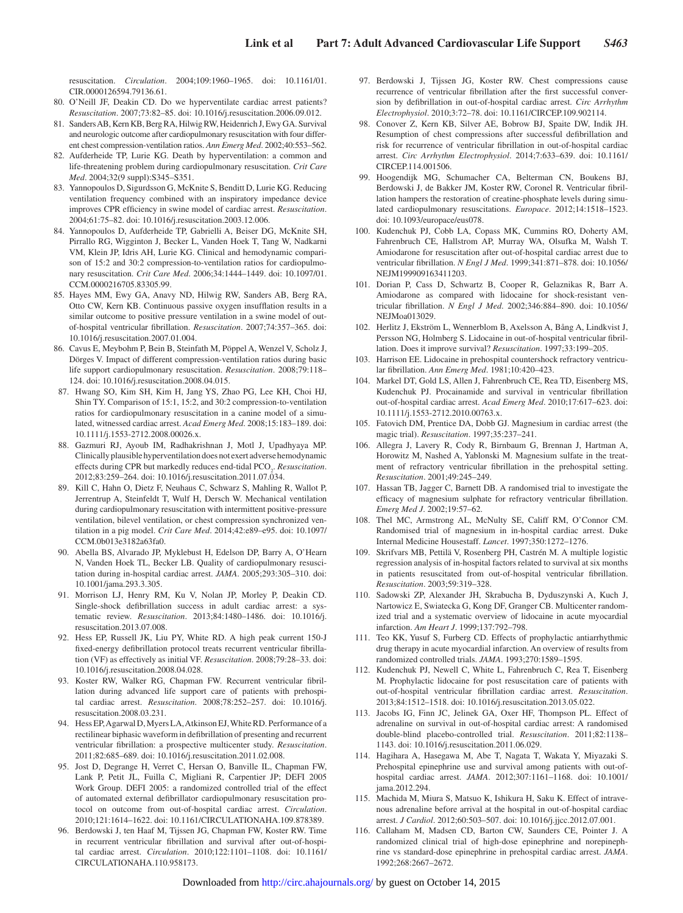resuscitation. *Circulation*. 2004;109:1960–1965. doi: 10.1161/01.CIR.0000126594.79136.61.

80. O'Neill JF, Deakin CD. Do we hyperventilate cardiac arrest patients? *Resuscitation*. 2007;73:82–85. doi: 10.1016/j.resuscitation.2006.09.012.
81. Sanders AB, Kern KB, Berg RA, Hilwig RW, Heidenrich J, Ewy GA. Survival and neurologic outcome after cardiopulmonary resuscitation with four different chest compression-ventilation ratios. *Ann Emerg Med*. 2002;40:553–562.
82. Aufderheide TP, Lurie KG. Death by hyperventilation: a common and life-threatening problem during cardiopulmonary resuscitation. *Crit Care Med*. 2004;32(9 suppl):S345–S351.
83. Yannopoulos D, Sigurdsson G, McKnite S, Benditt D, Lurie KG. Reducing ventilation frequency combined with an inspiratory impedance device improves CPR efficiency in swine model of cardiac arrest. *Resuscitation*. 2004;61:75–82. doi: 10.1016/j.resuscitation.2003.12.006.
84. Yannopoulos D, Aufderheide TP, Gabrielli A, Beiser DG, McKnite SH, Pirrallo RG, Wigginton J, Becker L, Vanden Hoek T, Tang W, Nadkarni VM, Klein JP, Idris AH, Lurie KG. Clinical and hemodynamic comparison of 15:2 and 30:2 compression-to-ventilation ratios for cardiopulmonary resuscitation. *Crit Care Med*. 2006;34:1444–1449. doi: 10.1097/01.CCM.0000216705.83305.99.
85. Hayes MM, Ewy GA, Anavy ND, Hilwig RW, Sanders AB, Berg RA, Otto CW, Kern KB. Continuous passive oxygen insufflation results in a similar outcome to positive pressure ventilation in a swine model of out-of-hospital ventricular fibrillation. *Resuscitation*. 2007;74:357–365. doi: 10.1016/j.resuscitation.2007.01.004.
86. Cavus E, Meybohm P, Bein B, Steinfath M, Pöppel A, Wenzel V, Scholz J, Dörges V. Impact of different compression-ventilation ratios during basic life support cardiopulmonary resuscitation. *Resuscitation*. 2008;79:118–124. doi: 10.1016/j.resuscitation.2008.04.015.
87. Hwang SO, Kim SH, Kim H, Jang YS, Zhao PG, Lee KH, Choi HJ, Shin TY. Comparison of 15:1, 15:2, and 30:2 compression-to-ventilation ratios for cardiopulmonary resuscitation in a canine model of a simulated, witnessed cardiac arrest. *Acad Emerg Med*. 2008;15:183–189. doi: 10.1111/j.1553-2712.2008.00026.x.
88. Gazmuri RJ, Ayoub IM, Radhakrishnan J, Motl J, Upadhyaya MP. Clinically plausible hyperventilation does not exert adverse hemodynamic effects during CPR but markedly reduces end-tidal $PCO_2$. *Resuscitation*. 2012;83:259–264. doi: 10.1016/j.resuscitation.2011.07.034.
89. Kill C, Hahn O, Dietz F, Neuhaus C, Schwarz S, Mahling R, Wallot P, Jerrentrup A, Steinfeldt T, Wulf H, Dersch W. Mechanical ventilation during cardiopulmonary resuscitation with intermittent positive-pressure ventilation, bilevel ventilation, or chest compression synchronized ventilation in a pig model. *Crit Care Med*. 2014;42:e89–e95. doi: 10.1097/CCM.0b013e3182a63fa0.
90. Abella BS, Alvarado JP, Myklebust H, Edelson DP, Barry A, O'Hearn N, Vanden Hoek TL, Becker LB. Quality of cardiopulmonary resuscitation during in-hospital cardiac arrest. *JAMA*. 2005;293:305–310. doi: 10.1001/jama.293.3.305.
91. Morrison LJ, Henry RM, Ku V, Nolan JP, Morley P, Deakin CD. Single-shock defibrillation success in adult cardiac arrest: a systematic review. *Resuscitation*. 2013;84:1480–1486. doi: 10.1016/j.resuscitation.2013.07.008.
92. Hess EP, Russell JK, Liu PY, White RD. A high peak current 150-J fixed-energy defibrillation protocol treats recurrent ventricular fibrillation (VF) as effectively as initial VF. *Resuscitation*. 2008;79:28–33. doi: 10.1016/j.resuscitation.2008.04.028.
93. Koster RW, Walker RG, Chapman FW. Recurrent ventricular fibrillation during advanced life support care of patients with prehospital cardiac arrest. *Resuscitation*. 2008;78:252–257. doi: 10.1016/j.resuscitation.2008.03.231.
94. Hess EP, Agarwal D, Myers LA, Atkinson EJ, White RD. Performance of a rectilinear biphasic waveform in defibrillation of presenting and recurrent ventricular fibrillation: a prospective multicenter study. *Resuscitation*. 2011;82:685–689. doi: 10.1016/j.resuscitation.2011.02.008.
95. Jost D, Degrange H, Verret C, Hersan O, Banville IL, Chapman FW, Lank P, Petit JL, Fuilla C, Migliani R, Carpentier JP; DEFI 2005 Work Group. DEFI 2005: a randomized controlled trial of the effect of automated external defibrillator cardiopulmonary resuscitation protocol on outcome from out-of-hospital cardiac arrest. *Circulation*. 2010;121:1614–1622. doi: 10.1161/CIRCULATIONAHA.109.878389.
96. Berdowski J, ten Haaf M, Tijssen JG, Chapman FW, Koster RW. Time in recurrent ventricular fibrillation and survival after out-of-hospital cardiac arrest. *Circulation*. 2010;122:1101–1108. doi: 10.1161/CIRCULATIONAHA.110.958173.
97. Berdowski J, Tijssen JG, Koster RW. Chest compressions cause recurrence of ventricular fibrillation after the first successful conversion by defibrillation in out-of-hospital cardiac arrest. *Circ Arrhythm Electrophysiol*. 2010;3:72–78. doi: 10.1161/CIRCEP.109.902114.
98. Conover Z, Kern KB, Silver AE, Bobrow BJ, Spaite DW, Indik JH. Resumption of chest compressions after successful defibrillation and risk for recurrence of ventricular fibrillation in out-of-hospital cardiac arrest. *Circ Arrhythm Electrophysiol*. 2014;7:633–639. doi: 10.1161/CIRCEP.114.001506.
99. Hoogendijk MG, Schumacher CA, Belterman CN, Boukens BJ, Berdowski J, de Bakker JM, Koster RW, Coronel R. Ventricular fibrillation hampers the restoration of creatine-phosphate levels during simulated cardiopulmonary resuscitations. *Europace*. 2012;14:1518–1523. doi: 10.1093/europace/eus078.
100. Kudenchuk PJ, Cobb LA, Copass MK, Cummins RO, Doherty AM, Fahrenbruch CE, Hallstrom AP, Murray WA, Olsufka M, Walsh T. Amiodarone for resuscitation after out-of-hospital cardiac arrest due to ventricular fibrillation. *N Engl J Med*. 1999;341:871–878. doi: 10.1056/NEJM199909163411203.
101. Dorian P, Cass D, Schwartz B, Cooper R, Gelaznikas R, Barr A. Amiodarone as compared with lidocaine for shock-resistant ventricular fibrillation. *N Engl J Med*. 2002;346:884–890. doi: 10.1056/NEJMoa013029.
102. Herlitz J, Ekström L, Wennerblom B, Axelsson A, Bång A, Lindkvist J, Persson NG, Holmberg S. Lidocaine in out-of-hospital ventricular fibrillation. Does it improve survival? *Resuscitation*. 1997;33:199–205.
103. Harrison EE. Lidocaine in prehospital countershock refractory ventricular fibrillation. *Ann Emerg Med*. 1981;10:420–423.
104. Markel DT, Gold LS, Allen J, Fahrenbruch CE, Rea TD, Eisenberg MS, Kudenchuk PJ. Procainamide and survival in ventricular fibrillation out-of-hospital cardiac arrest. *Acad Emerg Med*. 2010;17:617–623. doi: 10.1111/j.1553-2712.2010.00763.x.
105. Fatovich DM, Prentice DA, Dobb GJ. Magnesium in cardiac arrest (the magic trial). *Resuscitation*. 1997;35:237–241.
106. Allegra J, Lavery R, Cody R, Birnbaum G, Brennan J, Hartman A, Horowitz M, Nashed A, Yablonski M. Magnesium sulfate in the treatment of refractory ventricular fibrillation in the prehospital setting. *Resuscitation*. 2001;49:245–249.
107. Hassan TB, Jagger C, Barnett DB. A randomised trial to investigate the efficacy of magnesium sulphate for refractory ventricular fibrillation. *Emerg Med J*. 2002;19:57–62.
108. Thel MC, Armstrong AL, McNulty SE, Califf RM, O'Connor CM. Randomised trial of magnesium in in-hospital cardiac arrest. Duke Internal Medicine Housestaff. *Lancet*. 1997;350:1272–1276.
109. Skrifvars MB, Pettilä V, Rosenberg PH, Castrén M. A multiple logistic regression analysis of in-hospital factors related to survival at six months in patients resuscitated from out-of-hospital ventricular fibrillation. *Resuscitation*. 2003;59:319–328.
110. Sadowski ZP, Alexander JH, Skrabucha B, Dyduszynski A, Kuch J, Nartowicz E, Swiatecka G, Kong DF, Granger CB. Multicenter randomized trial and a systematic overview of lidocaine in acute myocardial infarction. *Am Heart J*. 1999;137:792–798.
111. Teo KK, Yusuf S, Furberg CD. Effects of prophylactic antiarrhythmic drug therapy in acute myocardial infarction. An overview of results from randomized controlled trials. *JAMA*. 1993;270:1589–1595.
112. Kudenchuk PJ, Newell C, White L, Fahrenbruch C, Rea T, Eisenberg M. Prophylactic lidocaine for post resuscitation care of patients with out-of-hospital ventricular fibrillation cardiac arrest. *Resuscitation*. 2013;84:1512–1518. doi: 10.1016/j.resuscitation.2013.05.022.
113. Jacobs IG, Finn JC, Jelinek GA, Oxer HF, Thompson PL. Effect of adrenaline on survival in out-of-hospital cardiac arrest: A randomised double-blind placebo-controlled trial. *Resuscitation*. 2011;82:1138–1143. doi: 10.1016/j.resuscitation.2011.06.029.
114. Hagihara A, Hasegawa M, Abe T, Nagata T, Wakata Y, Miyazaki S. Prehospital epinephrine use and survival among patients with out-of-hospital cardiac arrest. *JAMA*. 2012;307:1161–1168. doi: 10.1001/jama.2012.294.
115. Machida M, Miura S, Matsuo K, Ishikura H, Saku K. Effect of intravenous adrenaline before arrival at the hospital in out-of-hospital cardiac arrest. *J Cardiol*. 2012;60:503–507. doi: 10.1016/j.jjcc.2012.07.001.
116. Callaham M, Madsen CD, Barton CW, Saunders CE, Pointer J. A randomized clinical trial of high-dose epinephrine and norepinephrine vs standard-dose epinephrine in prehospital cardiac arrest. *JAMA*. 1992;268:2667–2672.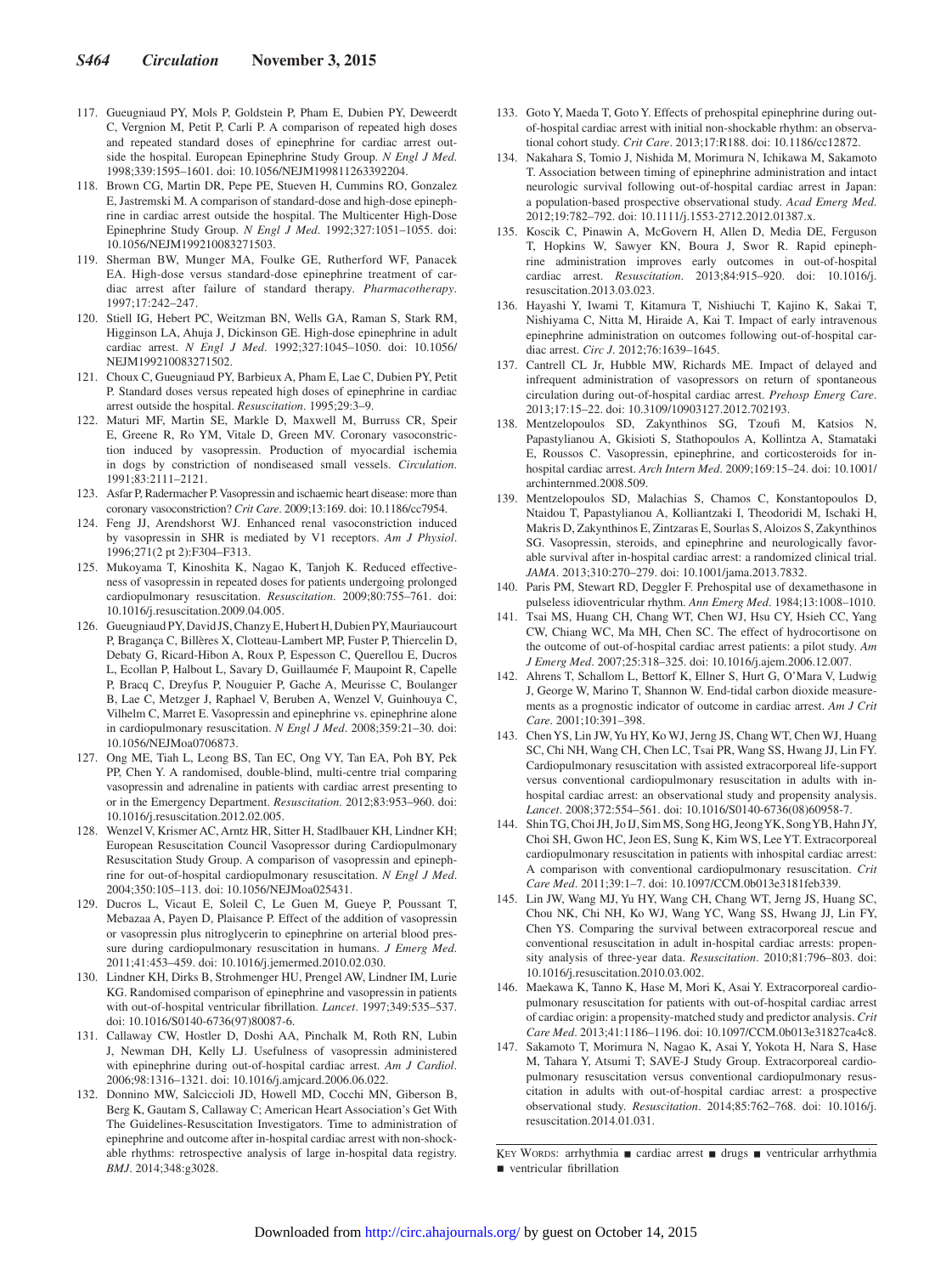117. Gueugniaud PY, Mols P, Goldstein P, Pham E, Dubien PY, Deweerdt C, Vergnion M, Petit P, Carli P. A comparison of repeated high doses and repeated standard doses of epinephrine for cardiac arrest outside the hospital. European Epinephrine Study Group. *N Engl J Med*. 1998;339:1595–1601. doi: 10.1056/NEJM199811263392204.
118. Brown CG, Martin DR, Pepe PE, Stueven H, Cummins RO, Gonzalez E, Jastremski M. A comparison of standard-dose and high-dose epinephrine in cardiac arrest outside the hospital. The Multicenter High-Dose Epinephrine Study Group. *N Engl J Med*. 1992;327:1051–1055. doi: 10.1056/NEJM199210083271503.
119. Sherman BW, Munger MA, Foulke GE, Rutherford WF, Panacek EA. High-dose versus standard-dose epinephrine treatment of cardiac arrest after failure of standard therapy. *Pharmacotherapy*. 1997;17:242–247.
120. Stiell IG, Hebert PC, Weitzman BN, Wells GA, Raman S, Stark RM, Higginson LA, Ahuja J, Dickinson GE. High-dose epinephrine in adult cardiac arrest. *N Engl J Med*. 1992;327:1045–1050. doi: 10.1056/NEJM199210083271502.
121. Choux C, Gueugniaud PY, Barbieux A, Pham E, Lae C, Dubien PY, Petit P. Standard doses versus repeated high doses of epinephrine in cardiac arrest outside the hospital. *Resuscitation*. 1995;29:3–9.
122. Maturi MF, Martin SE, Markle D, Maxwell M, Burruss CR, Speir E, Greene R, Ro YM, Vitale D, Green MV. Coronary vasoconstriction induced by vasopressin. Production of myocardial ischemia in dogs by constriction of nondiseased small vessels. *Circulation*. 1991;83:2111–2121.
123. Asfar P, Radermacher P. Vasopressin and ischaemic heart disease: more than coronary vasoconstriction? *Crit Care*. 2009;13:169. doi: 10.1186/cc7954.
124. Feng JJ, Arendshorst WJ. Enhanced renal vasoconstriction induced by vasopressin in SHR is mediated by V1 receptors. *Am J Physiol*. 1996;271(2 pt 2):F304–F313.
125. Mukoyama T, Kinoshita K, Nagao K, Tanjoh K. Reduced effectiveness of vasopressin in repeated doses for patients undergoing prolonged cardiopulmonary resuscitation. *Resuscitation*. 2009;80:755–761. doi: 10.1016/j.resuscitation.2009.04.005.
126. Gueugniaud PY, David JS, Chanzy E, Hubert H, Dubien PY, Mauriaucourt P, Bragança C, Billères X, Clotteau-Lambert MP, Fuster P, Thiercelin D, Debaty G, Ricard-Hibon A, Roux P, Espesson C, Querellou E, Ducros L, Ecollan P, Halbout L, Savary D, Guillaumée F, Maupoint R, Capelle P, Bracq C, Dreyfus P, Nouguier P, Gache A, Meurisse C, Boulanger B, Lae C, Metzger J, Raphael V, Beruben A, Wenzel V, Guinhouya C, Vilhelm C, Marret E. Vasopressin and epinephrine vs. epinephrine alone in cardiopulmonary resuscitation. *N Engl J Med*. 2008;359:21–30. doi: 10.1056/NEJMoa0706873.
127. Ong ME, Tiah L, Leong BS, Tan EC, Ong VY, Tan EA, Poh BY, Pek PP, Chen Y. A randomised, double-blind, multi-centre trial comparing vasopressin and adrenaline in patients with cardiac arrest presenting to or in the Emergency Department. *Resuscitation*. 2012;83:953–960. doi: 10.1016/j.resuscitation.2012.02.005.
128. Wenzel V, Krismer AC, Arntz HR, Sitter H, Stadlbauer KH, Lindner KH; European Resuscitation Council Vasopressor during Cardiopulmonary Resuscitation Study Group. A comparison of vasopressin and epinephrine for out-of-hospital cardiopulmonary resuscitation. *N Engl J Med*. 2004;350:105–113. doi: 10.1056/NEJMoa025431.
129. Ducros L, Vicaut E, Soleil C, Le Guen M, Gueye P, Poussant T, Mebazaa A, Payen D, Plaisance P. Effect of the addition of vasopressin or vasopressin plus nitroglycerin to epinephrine on arterial blood pressure during cardiopulmonary resuscitation in humans. *J Emerg Med*. 2011;41:453–459. doi: 10.1016/j.jemermed.2010.02.030.
130. Lindner KH, Dirks B, Strohmenger HU, Prengel AW, Lindner IM, Lurie KG. Randomised comparison of epinephrine and vasopressin in patients with out-of-hospital ventricular fibrillation. *Lancet*. 1997;349:535–537. doi: 10.1016/S0140-6736(97)80087-6.
131. Callaway CW, Hostler D, Doshi AA, Pinchalk M, Roth RN, Lubin J, Newman DH, Kelly LJ. Usefulness of vasopressin administered with epinephrine during out-of-hospital cardiac arrest. *Am J Cardiol*. 2006;98:1316–1321. doi: 10.1016/j.amjcard.2006.06.022.
132. Donnino MW, Salciccioli JD, Howell MD, Cocchi MN, Giberson B, Berg K, Gautam S, Callaway C; American Heart Association's Get With The Guidelines-Resuscitation Investigators. Time to administration of epinephrine and outcome after in-hospital cardiac arrest with non-shockable rhythms: retrospective analysis of large in-hospital data registry. *BMJ*. 2014;348:g3028.
133. Goto Y, Maeda T, Goto Y. Effects of prehospital epinephrine during out-of-hospital cardiac arrest with initial non-shockable rhythm: an observational cohort study. *Crit Care*. 2013;17:R188. doi: 10.1186/cc12872.
134. Nakahara S, Tomio J, Nishida M, Morimura N, Ichikawa M, Sakamoto T. Association between timing of epinephrine administration and intact neurologic survival following out-of-hospital cardiac arrest in Japan: a population-based prospective observational study. *Acad Emerg Med*. 2012;19:782–792. doi: 10.1111/j.1553-2712.2012.01387.x.
135. Koscik C, Pinawin A, McGovern H, Allen D, Media DE, Ferguson T, Hopkins W, Sawyer KN, Boura J, Swor R. Rapid epinephrine administration improves early outcomes in out-of-hospital cardiac arrest. *Resuscitation*. 2013;84:915–920. doi: 10.1016/j.resuscitation.2013.03.023.
136. Hayashi Y, Iwami T, Kitamura T, Nishiuchi T, Kajino K, Sakai T, Nishiyama C, Nitta M, Hiraide A, Kai T. Impact of early intravenous epinephrine administration on outcomes following out-of-hospital cardiac arrest. *Circ J*. 2012;76:1639–1645.
137. Cantrell CL Jr, Hubble MW, Richards ME. Impact of delayed and infrequent administration of vasopressors on return of spontaneous circulation during out-of-hospital cardiac arrest. *Prehosp Emerg Care*. 2013;17:15–22. doi: 10.3109/10903127.2012.702193.
138. Mentzelopoulos SD, Zakynthinos SG, Tzoufi M, Katsios N, Papastylianou A, Gkisioti S, Stathopoulos A, Kollintza A, Stamataki E, Roussos C. Vasopressin, epinephrine, and corticosteroids for in-hospital cardiac arrest. *Arch Intern Med*. 2009;169:15–24. doi: 10.1001/archinternmed.2008.509.
139. Mentzelopoulos SD, Malachias S, Chamos C, Konstantopoulos D, Ntaidou T, Papastylianou A, Kolliantzaki I, Theodoridi M, Ischaki H, Makris D, Zakynthinos E, Zintzaras E, Sourlas S, Aloizos S, Zakynthinos SG. Vasopressin, steroids, and epinephrine and neurologically favorable survival after in-hospital cardiac arrest: a randomized clinical trial. *JAMA*. 2013;310:270–279. doi: 10.1001/jama.2013.7832.
140. Paris PM, Stewart RD, Deggler F. Prehospital use of dexamethasone in pulseless idioventricular rhythm. *Ann Emerg Med*. 1984;13:1008–1010.
141. Tsai MS, Huang CH, Chang WT, Chen WJ, Hsu CY, Hsieh CC, Yang CW, Chiang WC, Ma MH, Chen SC. The effect of hydrocortisone on the outcome of out-of-hospital cardiac arrest patients: a pilot study. *Am J Emerg Med*. 2007;25:318–325. doi: 10.1016/j.ajem.2006.12.007.
142. Ahrens T, Schallom L, Bettorf K, Ellner S, Hurt G, O'Mara V, Ludwig J, George W, Marino T, Shannon W. End-tidal carbon dioxide measurements as a prognostic indicator of outcome in cardiac arrest. *Am J Crit Care*. 2001;10:391–398.
143. Chen YS, Lin JW, Yu HY, Ko WJ, Jerng JS, Chang WT, Chen WJ, Huang SC, Chi NH, Wang CH, Chen LC, Tsai PR, Wang SS, Hwang JJ, Lin FY. Cardiopulmonary resuscitation with assisted extracorporeal life-support versus conventional cardiopulmonary resuscitation in adults with in-hospital cardiac arrest: an observational study and propensity analysis. *Lancet*. 2008;372:554–561. doi: 10.1016/S0140-6736(08)60958-7.
144. Shin TG, Choi JH, Jo IJ, Sim MS, Song HG, Jeong YK, Song YB, Hahn JY, Choi SH, Gwon HC, Jeon ES, Sung K, Kim WS, Lee YT. Extracorporeal cardiopulmonary resuscitation in patients with inhospital cardiac arrest: A comparison with conventional cardiopulmonary resuscitation. *Crit Care Med*. 2011;39:1–7. doi: 10.1097/CCM.0b013e3181feb339.
145. Lin JW, Wang MJ, Yu HY, Wang CH, Chang WT, Jerng JS, Huang SC, Chou NK, Chi NH, Ko WJ, Wang YC, Wang SS, Hwang JJ, Lin FY, Chen YS. Comparing the survival between extracorporeal rescue and conventional resuscitation in adult in-hospital cardiac arrests: propensity analysis of three-year data. *Resuscitation*. 2010;81:796–803. doi: 10.1016/j.resuscitation.2010.03.002.
146. Maekawa K, Tanno K, Hase M, Mori K, Asai Y. Extracorporeal cardiopulmonary resuscitation for patients with out-of-hospital cardiac arrest of cardiac origin: a propensity-matched study and predictor analysis. *Crit Care Med*. 2013;41:1186–1196. doi: 10.1097/CCM.0b013e31827ca4c8.
147. Sakamoto T, Morimura N, Nagao K, Asai Y, Yokota H, Nara S, Hase M, Tahara Y, Atsumi T; SAVE-J Study Group. Extracorporeal cardiopulmonary resuscitation versus conventional cardiopulmonary resuscitation in adults with out-of-hospital cardiac arrest: a prospective observational study. *Resuscitation*. 2014;85:762–768. doi: 10.1016/j.resuscitation.2014.01.031.

KEY WORDS: arrhythmia ■ cardiac arrest ■ drugs ■ ventricular arrhythmia ■ ventricular fibrillation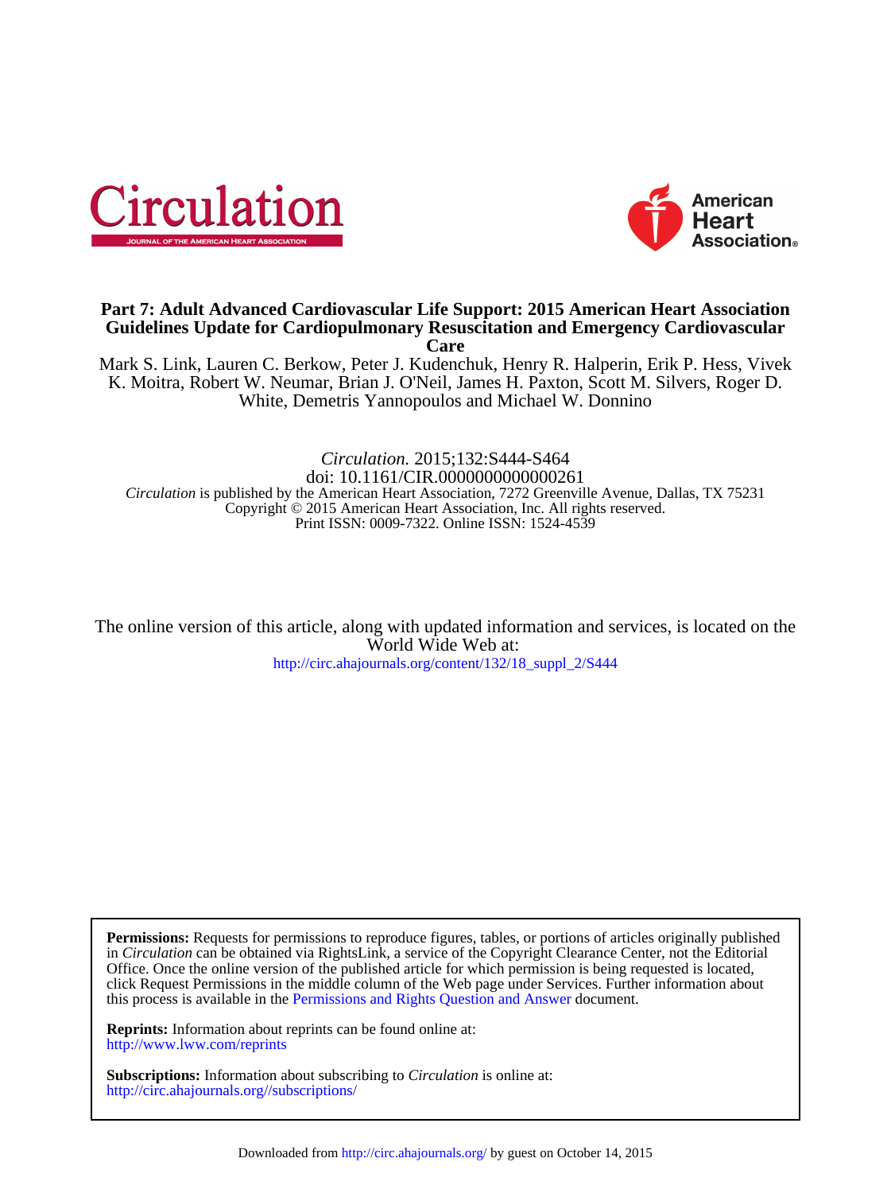# Part 7: Adult Advanced Cardiovascular Life Support: 2015 American Heart Association Guidelines Update for Cardiopulmonary Resuscitation and Emergency Cardiovascular Care

Mark S. Link, Lauren C. Berkow, Peter J. Kudenchuk, Henry R. Halperin, Erik P. Hess, Vivek K. Moitra, Robert W. Neumar, Brian J. O'Neil, James H. Paxton, Scott M. Silvers, Roger D. White, Demetris Yannopoulos and Michael W. Donnino

*Circulation.* 2015;132:S444-S464
doi: 10.1161/CIR.0000000000000261
*Circulation* is published by the American Heart Association, 7272 Greenville Avenue, Dallas, TX 75231
Copyright © 2015 American Heart Association, Inc. All rights reserved.
Print ISSN: 0009-7322. Online ISSN: 1524-4539

The online version of this article, along with updated information and services, is located on the World Wide Web at:
http://circ.ahajournals.org/content/132/18_suppl_2/S444

**Permissions:** Requests for permissions to reproduce figures, tables, or portions of articles originally published in *Circulation* can be obtained via RightsLink, a service of the Copyright Clearance Center, not the Editorial Office. Once the online version of the published article for which permission is being requested is located, click Request Permissions in the middle column of the Web page under Services. Further information about this process is available in the Permissions and Rights Question and Answer document.

**Reprints:** Information about reprints can be found online at:
http://www.lww.com/reprints

**Subscriptions:** Information about subscribing to *Circulation* is online at:
http://circ.ahajournals.org//subscriptions/

Downloaded from http://circ.ahajournals.org/ by guest on October 14, 2015